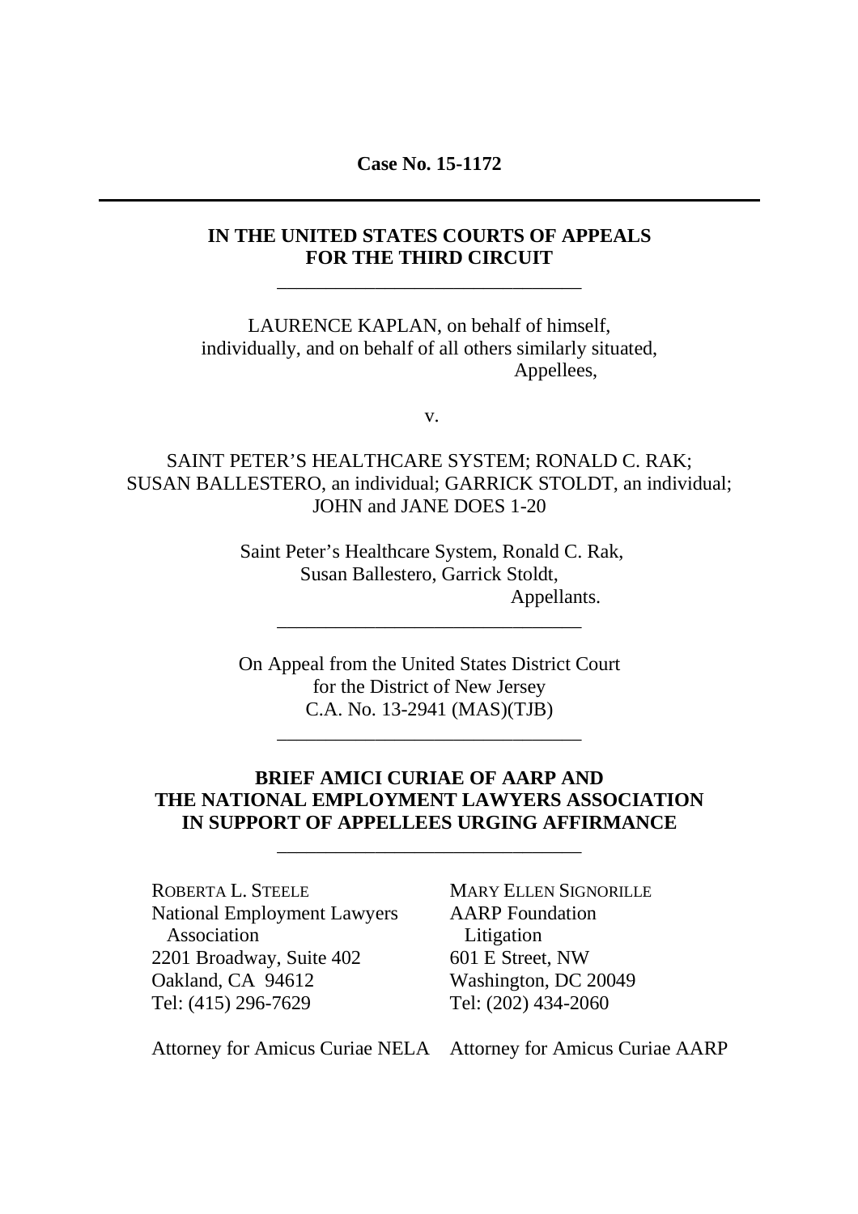**Case No. 15-1172**

---

**IN THE UNITED STATES COURTS OF APPEALS FOR THE THIRD CIRCUIT**

---

LAURENCE KAPLAN, on behalf of himself, individually, and on behalf of all others similarly situated,
Appellees,

v.

SAINT PETER'S HEALTHCARE SYSTEM; RONALD C. RAK; SUSAN BALLESTERO, an individual; GARRICK STOLDT, an individual; JOHN and JANE DOES 1-20

Saint Peter's Healthcare System, Ronald C. Rak, Susan Ballestero, Garrick Stoldt,
Appellants.

---

On Appeal from the United States District Court for the District of New Jersey
C.A. No. 13-2941 (MAS)(TJB)

---

**BRIEF AMICI CURIAE OF AARP AND THE NATIONAL EMPLOYMENT LAWYERS ASSOCIATION IN SUPPORT OF APPELLEES URGING AFFIRMANCE**

---

ROBERTA L. STEELE
National Employment Lawyers Association
2201 Broadway, Suite 402
Oakland, CA 94612
Tel: (415) 296-7629

Attorney for Amicus Curiae NELA

MARY ELLEN SIGNORILLE
AARP Foundation Litigation
601 E Street, NW
Washington, DC 20049
Tel: (202) 434-2060

Attorney for Amicus Curiae AARP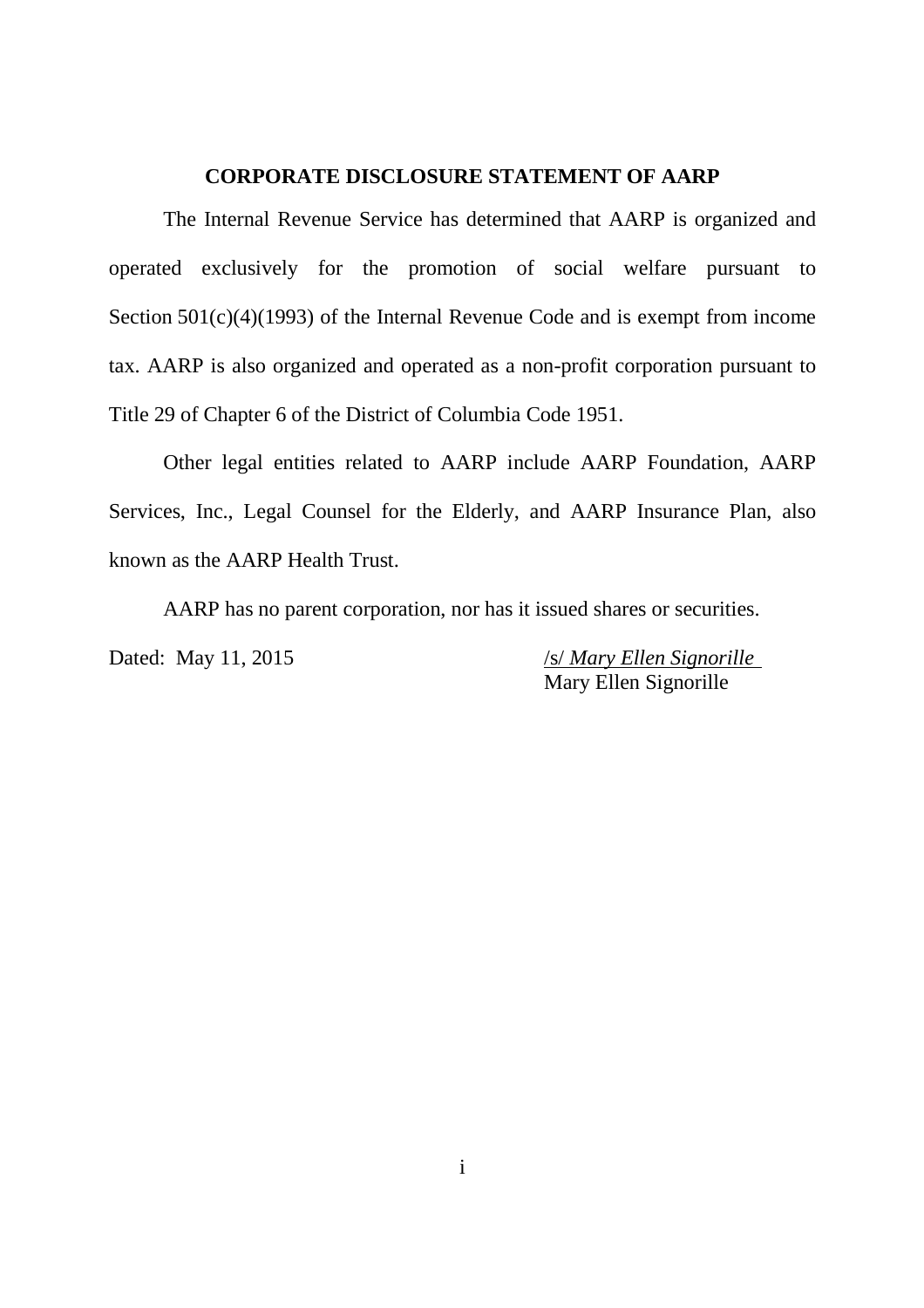## CORPORATE DISCLOSURE STATEMENT OF AARP

The Internal Revenue Service has determined that AARP is organized and operated exclusively for the promotion of social welfare pursuant to Section 501(c)(4)(1993) of the Internal Revenue Code and is exempt from income tax. AARP is also organized and operated as a non-profit corporation pursuant to Title 29 of Chapter 6 of the District of Columbia Code 1951.

Other legal entities related to AARP include AARP Foundation, AARP Services, Inc., Legal Counsel for the Elderly, and AARP Insurance Plan, also known as the AARP Health Trust.

AARP has no parent corporation, nor has it issued shares or securities.

Dated: May 11, 2015

/s/ *Mary Ellen Signorille*
Mary Ellen Signorille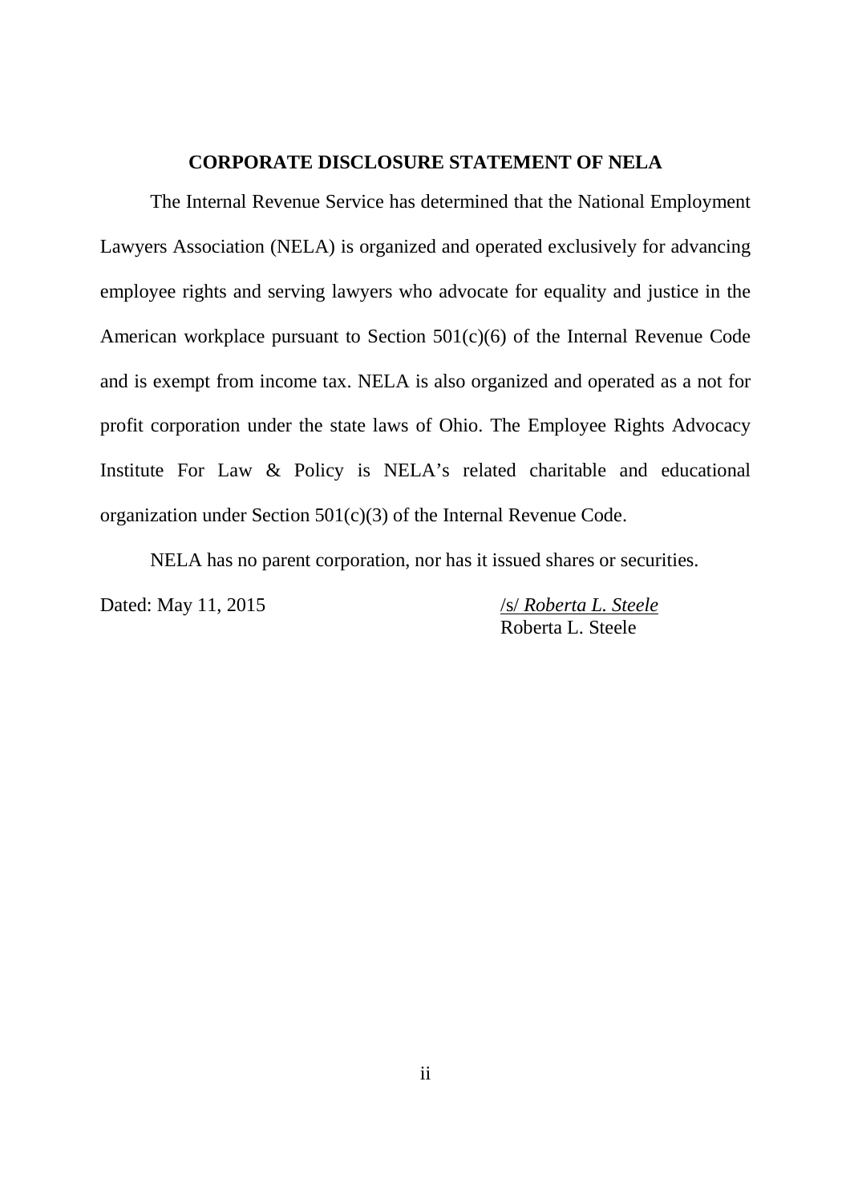## CORPORATE DISCLOSURE STATEMENT OF NELA

The Internal Revenue Service has determined that the National Employment Lawyers Association (NELA) is organized and operated exclusively for advancing employee rights and serving lawyers who advocate for equality and justice in the American workplace pursuant to Section 501(c)(6) of the Internal Revenue Code and is exempt from income tax. NELA is also organized and operated as a not for profit corporation under the state laws of Ohio. The Employee Rights Advocacy Institute For Law & Policy is NELA's related charitable and educational organization under Section 501(c)(3) of the Internal Revenue Code.

NELA has no parent corporation, nor has it issued shares or securities.

Dated: May 11, 2015

/s/ *Roberta L. Steele*
Roberta L. Steele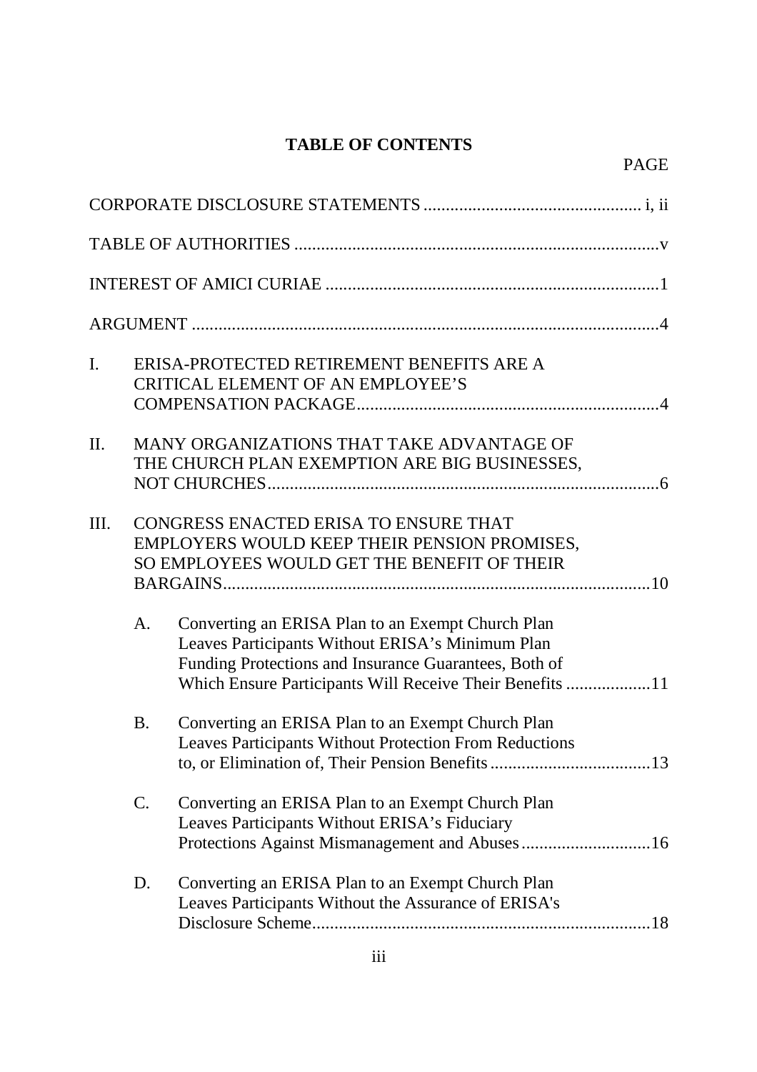# TABLE OF CONTENTS

PAGE

CORPORATE DISCLOSURE STATEMENTS ................................................ i, ii

TABLE OF AUTHORITIES ..................................................................................v

INTEREST OF AMICI CURIAE ...........................................................................1

ARGUMENT .........................................................................................................4

I. ERISA-PROTECTED RETIREMENT BENEFITS ARE A CRITICAL ELEMENT OF AN EMPLOYEE'S COMPENSATION PACKAGE....................................................................4

II. MANY ORGANIZATIONS THAT TAKE ADVANTAGE OF THE CHURCH PLAN EXEMPTION ARE BIG BUSINESSES, NOT CHURCHES.........................................................................................6

III. CONGRESS ENACTED ERISA TO ENSURE THAT EMPLOYERS WOULD KEEP THEIR PENSION PROMISES, SO EMPLOYEES WOULD GET THE BENEFIT OF THEIR BARGAINS................................................................................................10

   A. Converting an ERISA Plan to an Exempt Church Plan Leaves Participants Without ERISA's Minimum Plan Funding Protections and Insurance Guarantees, Both of Which Ensure Participants Will Receive Their Benefits ...................11

   B. Converting an ERISA Plan to an Exempt Church Plan Leaves Participants Without Protection From Reductions to, or Elimination of, Their Pension Benefits ....................................13

   C. Converting an ERISA Plan to an Exempt Church Plan Leaves Participants Without ERISA's Fiduciary Protections Against Mismanagement and Abuses .............................16

   D. Converting an ERISA Plan to an Exempt Church Plan Leaves Participants Without the Assurance of ERISA's Disclosure Scheme............................................................................18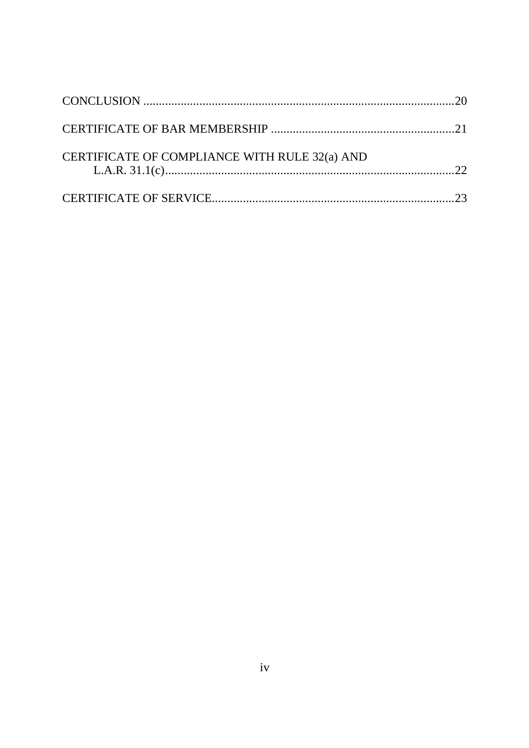CONCLUSION ....................................................................................................20

CERTIFICATE OF BAR MEMBERSHIP ...........................................................21

CERTIFICATE OF COMPLIANCE WITH RULE 32(a) AND
L.A.R. 31.1(c)..............................................................................................22

CERTIFICATE OF SERVICE...............................................................................23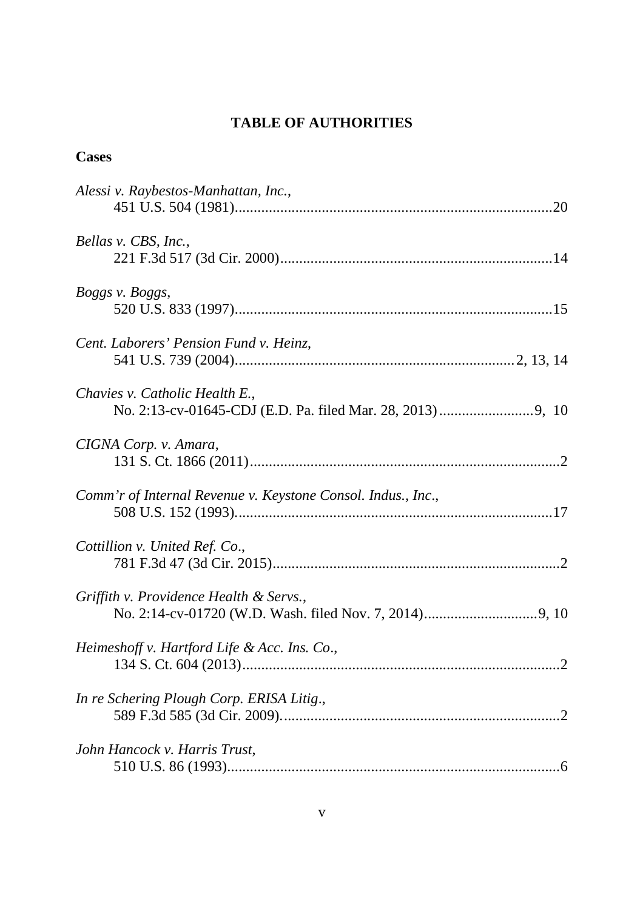# TABLE OF AUTHORITIES

## Cases

*Alessi v. Raybestos-Manhattan, Inc.*,
451 U.S. 504 (1981)....................................................................................20

*Bellas v. CBS, Inc.*,
221 F.3d 517 (3d Cir. 2000)........................................................................14

*Boggs v. Boggs*,
520 U.S. 833 (1997)....................................................................................15

*Cent. Laborers' Pension Fund v. Heinz*,
541 U.S. 739 (2004).........................................................................2, 13, 14

*Chavies v. Catholic Health E.*,
No. 2:13-cv-01645-CDJ (E.D. Pa. filed Mar. 28, 2013).........................9, 10

*CIGNA Corp. v. Amara*,
131 S. Ct. 1866 (2011)..................................................................................2

*Comm'r of Internal Revenue v. Keystone Consol. Indus., Inc.*,
508 U.S. 152 (1993)....................................................................................17

*Cottillion v. United Ref. Co.*,
781 F.3d 47 (3d Cir. 2015)............................................................................2

*Griffith v. Providence Health & Servs.*,
No. 2:14-cv-01720 (W.D. Wash. filed Nov. 7, 2014)..............................9, 10

*Heimeshoff v. Hartford Life & Acc. Ins. Co.*,
134 S. Ct. 604 (2013)....................................................................................2

*In re Schering Plough Corp. ERISA Litig.*,
589 F.3d 585 (3d Cir. 2009)..........................................................................2

*John Hancock v. Harris Trust*,
510 U.S. 86 (1993)........................................................................................6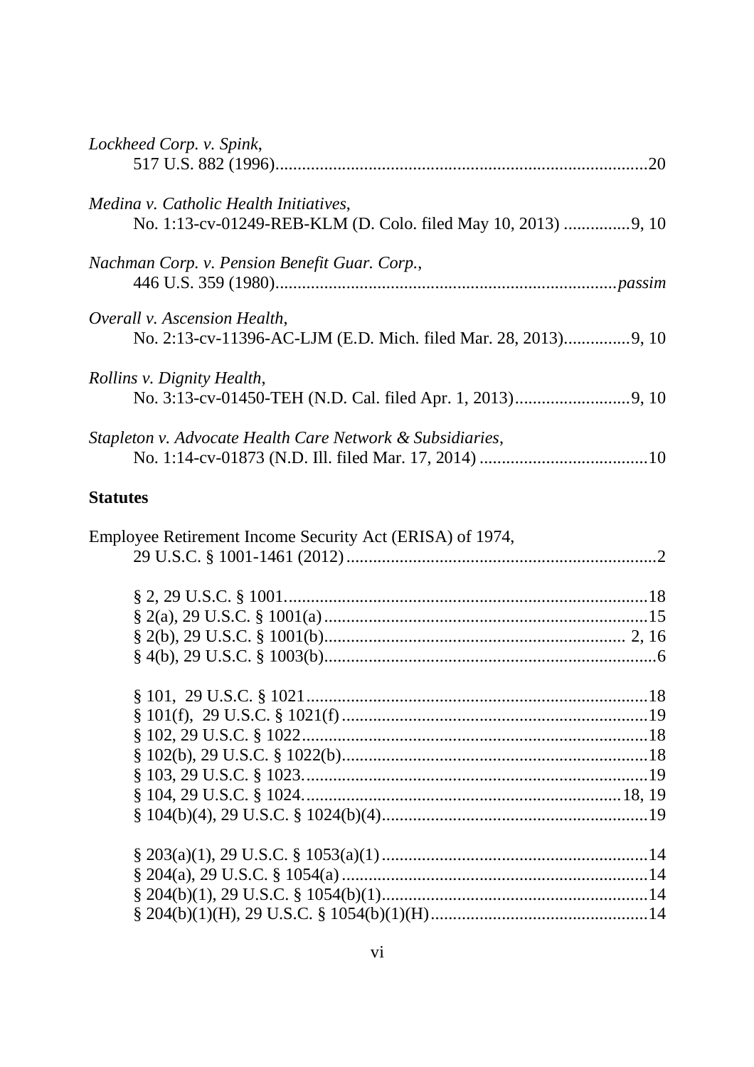*Lockheed Corp. v. Spink*,
517 U.S. 882 (1996)....................................................................................20

*Medina v. Catholic Health Initiatives*,
No. 1:13-cv-01249-REB-KLM (D. Colo. filed May 10, 2013) ..............9, 10

*Nachman Corp. v. Pension Benefit Guar. Corp.*,
446 U.S. 359 (1980)............................................................................*passim*

*Overall v. Ascension Health*,
No. 2:13-cv-11396-AC-LJM (E.D. Mich. filed Mar. 28, 2013)..............9, 10

*Rollins v. Dignity Health*,
No. 3:13-cv-01450-TEH (N.D. Cal. filed Apr. 1, 2013).........................9, 10

*Stapleton v. Advocate Health Care Network & Subsidiaries*,
No. 1:14-cv-01873 (N.D. Ill. filed Mar. 17, 2014) .....................................10

**Statutes**

Employee Retirement Income Security Act (ERISA) of 1974,
29 U.S.C. § 1001-1461 (2012).....................................................................2

§ 2, 29 U.S.C. § 1001..................................................................................18
§ 2(a), 29 U.S.C. § 1001(a).........................................................................15
§ 2(b), 29 U.S.C. § 1001(b)..................................................................... 2, 16
§ 4(b), 29 U.S.C. § 1003(b)...........................................................................6

§ 101, 29 U.S.C. § 1021..............................................................................18
§ 101(f), 29 U.S.C. § 1021(f)......................................................................19
§ 102, 29 U.S.C. § 1022..............................................................................18
§ 102(b), 29 U.S.C. § 1022(b).....................................................................18
§ 103, 29 U.S.C. § 1023..............................................................................19
§ 104, 29 U.S.C. § 1024.........................................................................18, 19
§ 104(b)(4), 29 U.S.C. § 1024(b)(4)............................................................19

§ 203(a)(1), 29 U.S.C. § 1053(a)(1)............................................................14
§ 204(a), 29 U.S.C. § 1054(a).....................................................................14
§ 204(b)(1), 29 U.S.C. § 1054(b)(1)............................................................14
§ 204(b)(1)(H), 29 U.S.C. § 1054(b)(1)(H).................................................14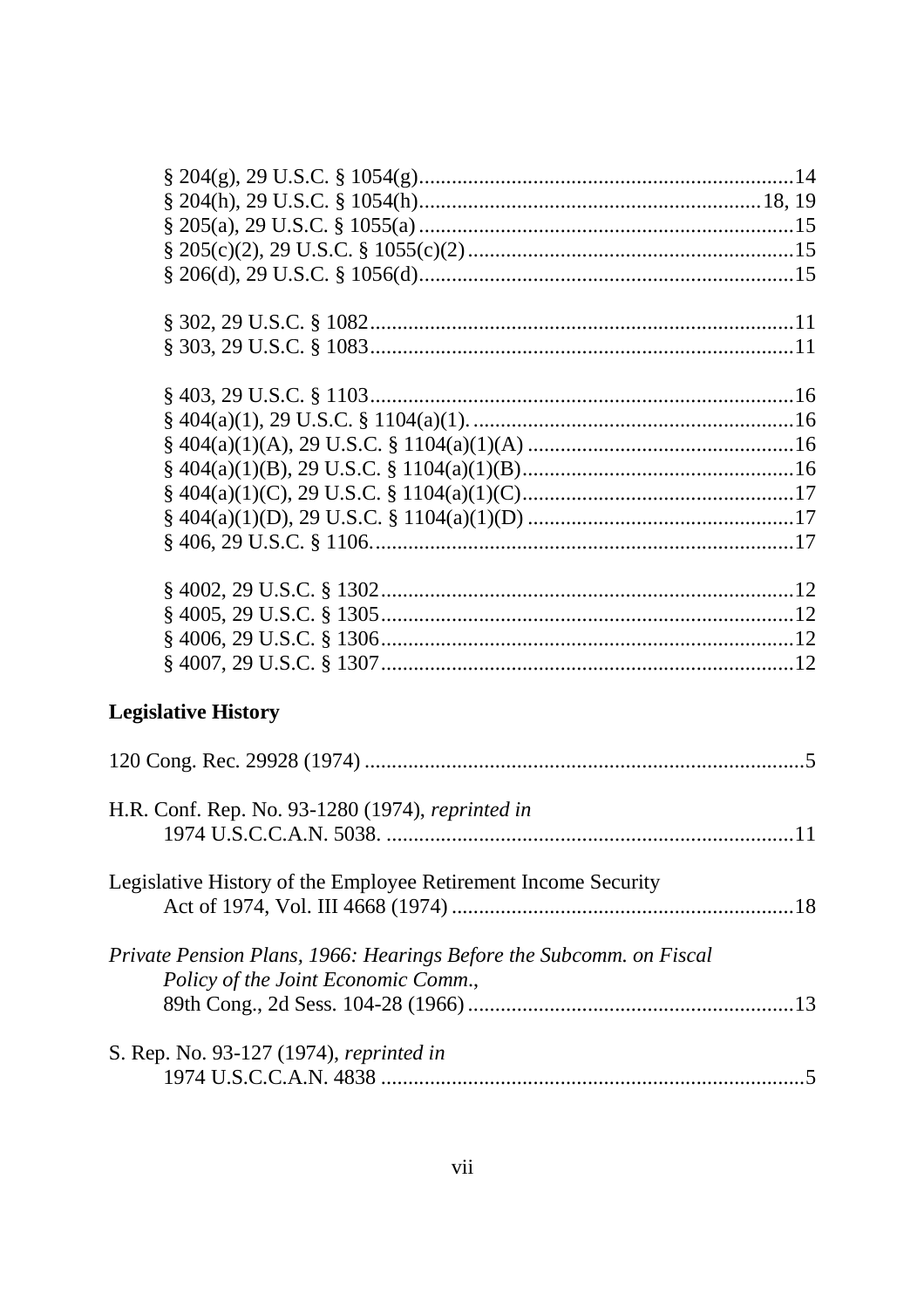§ 204(g), 29 U.S.C. § 1054(g)....................................................................14
§ 204(h), 29 U.S.C. § 1054(h)..............................................................18, 19
§ 205(a), 29 U.S.C. § 1055(a)....................................................................15
§ 205(c)(2), 29 U.S.C. § 1055(c)(2)............................................................15
§ 206(d), 29 U.S.C. § 1056(d)....................................................................15

§ 302, 29 U.S.C. § 1082.............................................................................11
§ 303, 29 U.S.C. § 1083.............................................................................11

§ 403, 29 U.S.C. § 1103.............................................................................16
§ 404(a)(1), 29 U.S.C. § 1104(a)(1). ..........................................................16
§ 404(a)(1)(A), 29 U.S.C. § 1104(a)(1)(A) .................................................16
§ 404(a)(1)(B), 29 U.S.C. § 1104(a)(1)(B)..................................................16
§ 404(a)(1)(C), 29 U.S.C. § 1104(a)(1)(C)..................................................17
§ 404(a)(1)(D), 29 U.S.C. § 1104(a)(1)(D) .................................................17
§ 406, 29 U.S.C. § 1106.............................................................................17

§ 4002, 29 U.S.C. § 1302...........................................................................12
§ 4005, 29 U.S.C. § 1305...........................................................................12
§ 4006, 29 U.S.C. § 1306...........................................................................12
§ 4007, 29 U.S.C. § 1307...........................................................................12

**Legislative History**

120 Cong. Rec. 29928 (1974) ...............................................................................5

H.R. Conf. Rep. No. 93-1280 (1974), *reprinted in*
1974 U.S.C.C.A.N. 5038. ...........................................................................11

Legislative History of the Employee Retirement Income Security
Act of 1974, Vol. III 4668 (1974) ...............................................................18

*Private Pension Plans, 1966: Hearings Before the Subcomm. on Fiscal Policy of the Joint Economic Comm.*,
89th Cong., 2d Sess. 104-28 (1966) ...........................................................13

S. Rep. No. 93-127 (1974), *reprinted in*
1974 U.S.C.C.A.N. 4838 ..............................................................................5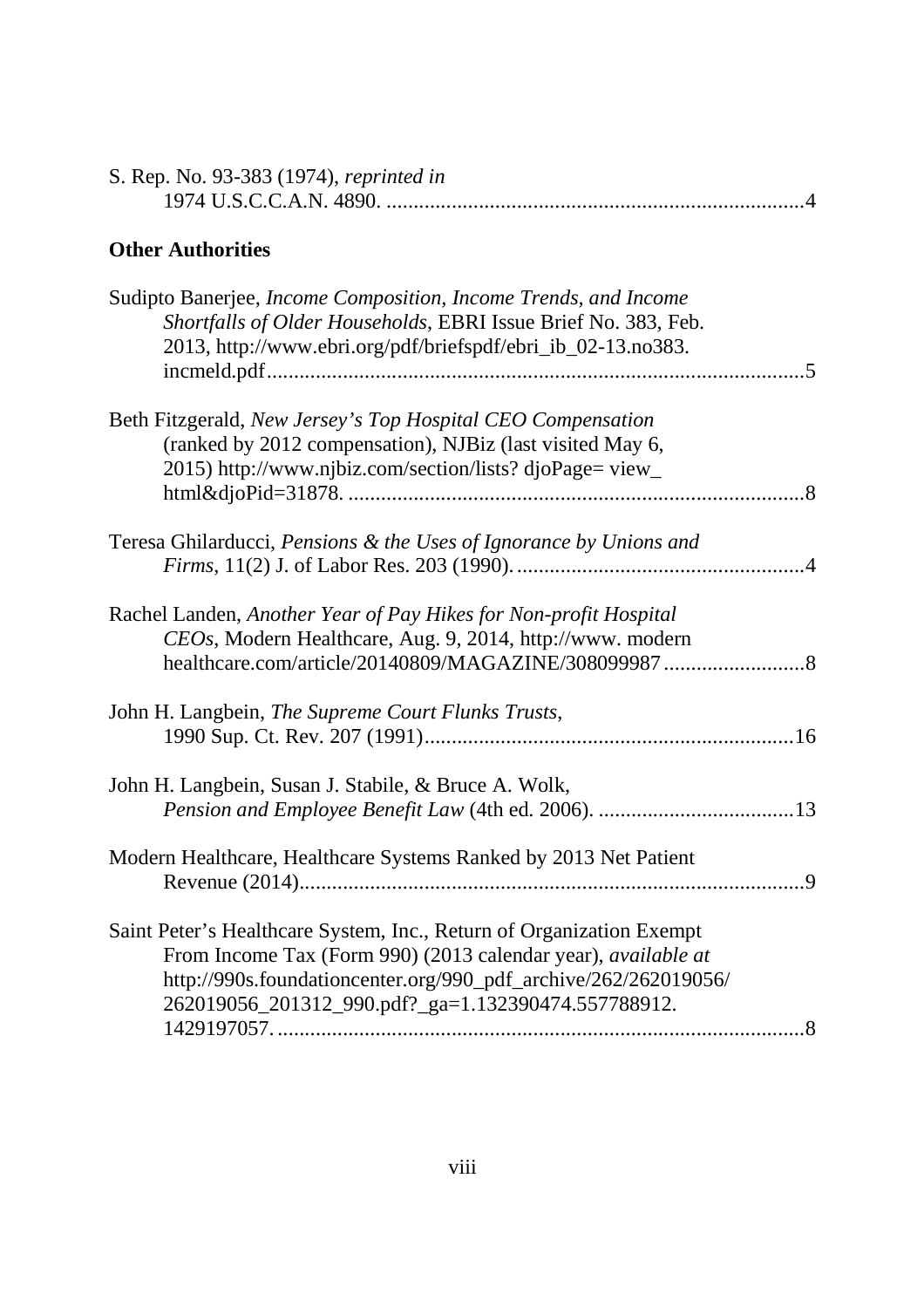S. Rep. No. 93-383 (1974), *reprinted in* 1974 U.S.C.C.A.N. 4890. ............................................................................4

**Other Authorities**

Sudipto Banerjee, *Income Composition, Income Trends, and Income Shortfalls of Older Households*, EBRI Issue Brief No. 383, Feb. 2013, http://www.ebri.org/pdf/briefspdf/ebri_ib_02-13.no383. incmeld.pdf..................................................................................................5

Beth Fitzgerald, *New Jersey's Top Hospital CEO Compensation* (ranked by 2012 compensation), NJBiz (last visited May 6, 2015) http://www.njbiz.com/section/lists? djoPage= view_ html&djoPid=31878. ..................................................................................8

Teresa Ghilarducci, *Pensions & the Uses of Ignorance by Unions and Firms*, 11(2) J. of Labor Res. 203 (1990). ....................................................4

Rachel Landen, *Another Year of Pay Hikes for Non-profit Hospital CEOs*, Modern Healthcare, Aug. 9, 2014, http://www. modern healthcare.com/article/20140809/MAGAZINE/308099987..........................8

John H. Langbein, *The Supreme Court Flunks Trusts*, 1990 Sup. Ct. Rev. 207 (1991)...................................................................16

John H. Langbein, Susan J. Stabile, & Bruce A. Wolk, *Pension and Employee Benefit Law* (4th ed. 2006). ....................................13

Modern Healthcare, Healthcare Systems Ranked by 2013 Net Patient Revenue (2014)............................................................................................9

Saint Peter's Healthcare System, Inc., Return of Organization Exempt From Income Tax (Form 990) (2013 calendar year), *available at* http://990s.foundationcenter.org/990_pdf_archive/262/262019056/262019056_201312_990.pdf?_ga=1.132390474.557788912. 1429197057. ................................................................................................8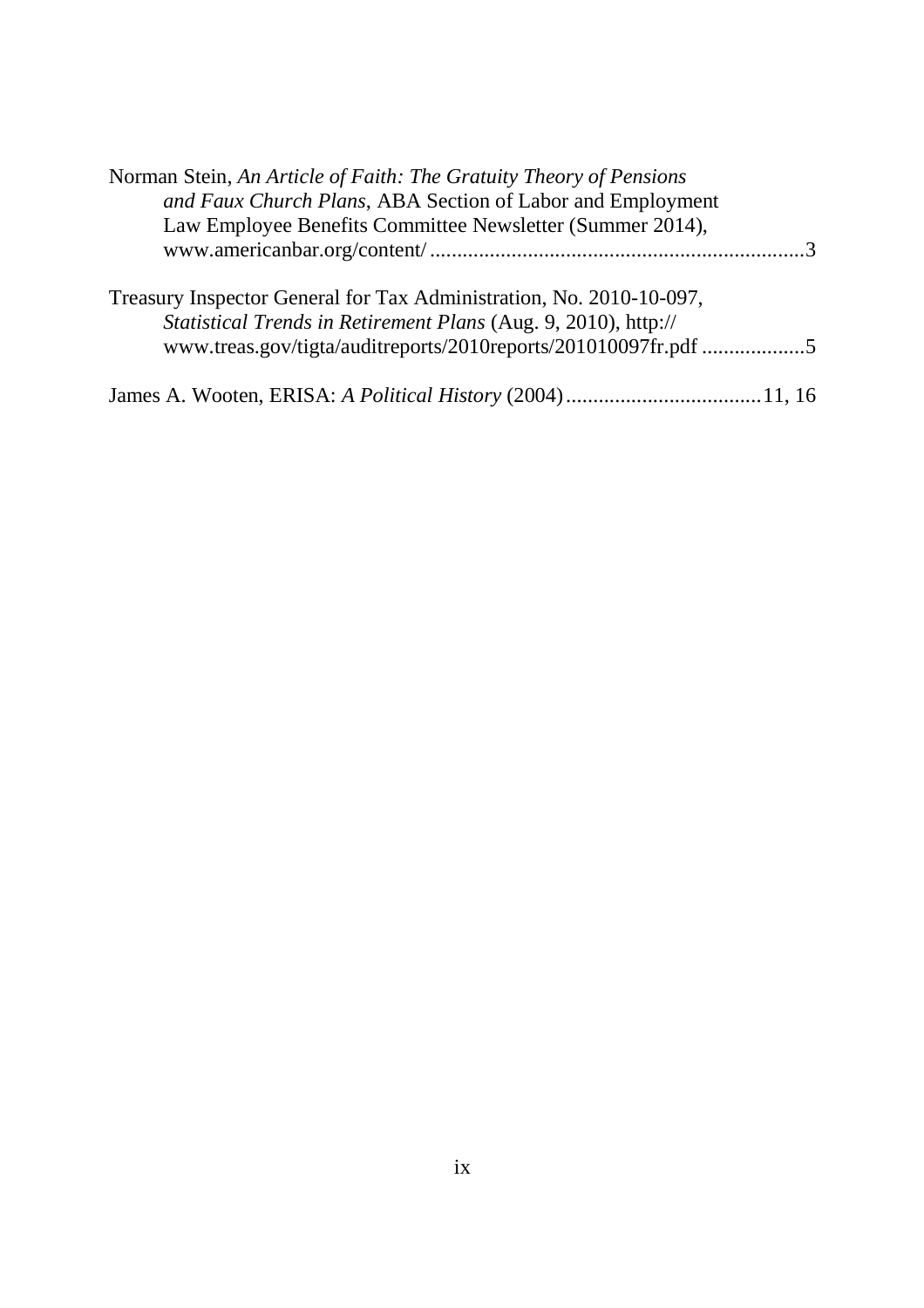Norman Stein, *An Article of Faith: The Gratuity Theory of Pensions and Faux Church Plans*, ABA Section of Labor and Employment Law Employee Benefits Committee Newsletter (Summer 2014), www.americanbar.org/content/ .......................................................................3

Treasury Inspector General for Tax Administration, No. 2010-10-097, *Statistical Trends in Retirement Plans* (Aug. 9, 2010), http:// www.treas.gov/tigta/auditreports/2010reports/201010097fr.pdf ...................5

James A. Wooten, ERISA: *A Political History* (2004) ...................................11, 16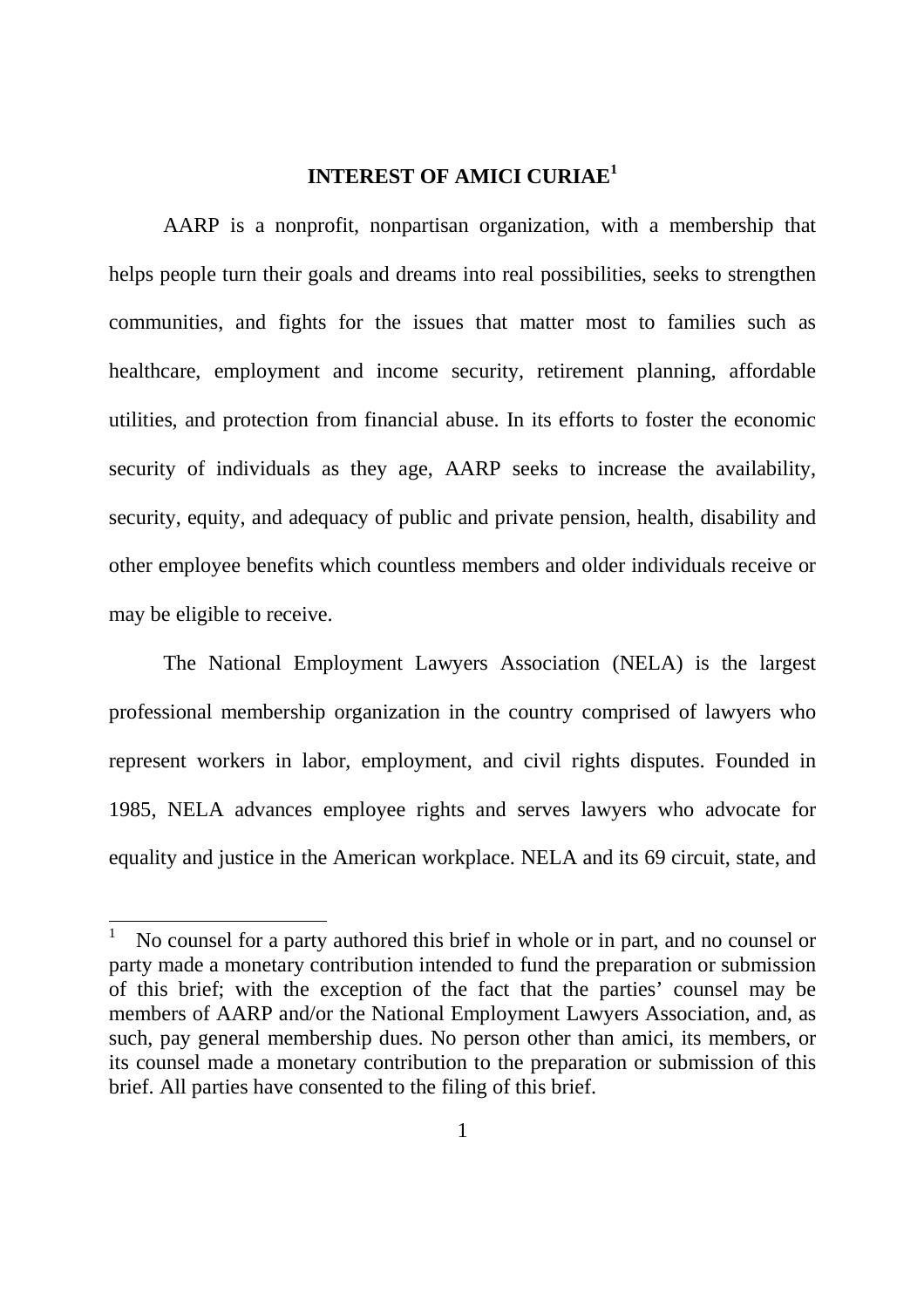## INTEREST OF AMICI CURIAE[1]

AARP is a nonprofit, nonpartisan organization, with a membership that helps people turn their goals and dreams into real possibilities, seeks to strengthen communities, and fights for the issues that matter most to families such as healthcare, employment and income security, retirement planning, affordable utilities, and protection from financial abuse. In its efforts to foster the economic security of individuals as they age, AARP seeks to increase the availability, security, equity, and adequacy of public and private pension, health, disability and other employee benefits which countless members and older individuals receive or may be eligible to receive.

The National Employment Lawyers Association (NELA) is the largest professional membership organization in the country comprised of lawyers who represent workers in labor, employment, and civil rights disputes. Founded in 1985, NELA advances employee rights and serves lawyers who advocate for equality and justice in the American workplace. NELA and its 69 circuit, state, and

---

[1] No counsel for a party authored this brief in whole or in part, and no counsel or party made a monetary contribution intended to fund the preparation or submission of this brief; with the exception of the fact that the parties' counsel may be members of AARP and/or the National Employment Lawyers Association, and, as such, pay general membership dues. No person other than amici, its members, or its counsel made a monetary contribution to the preparation or submission of this brief. All parties have consented to the filing of this brief.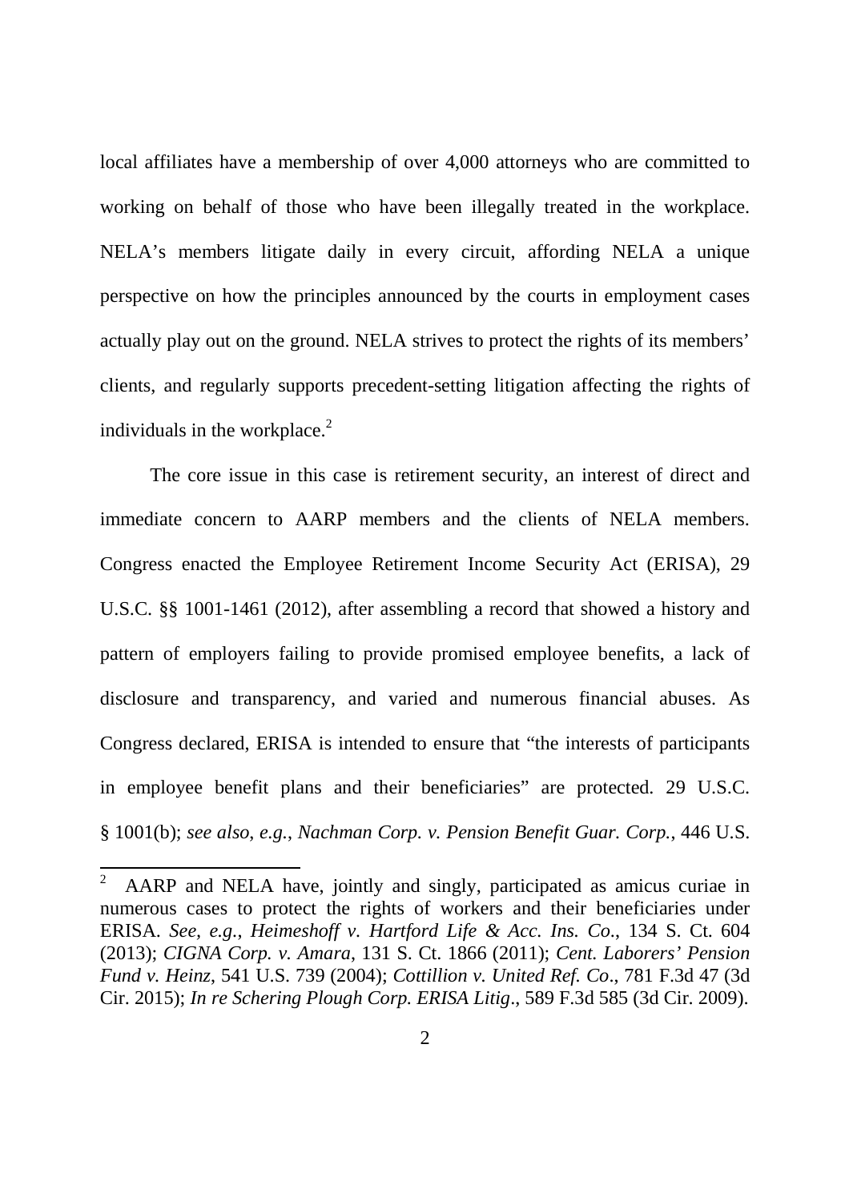local affiliates have a membership of over 4,000 attorneys who are committed to working on behalf of those who have been illegally treated in the workplace. NELA's members litigate daily in every circuit, affording NELA a unique perspective on how the principles announced by the courts in employment cases actually play out on the ground. NELA strives to protect the rights of its members' clients, and regularly supports precedent-setting litigation affecting the rights of individuals in the workplace.[2]

The core issue in this case is retirement security, an interest of direct and immediate concern to AARP members and the clients of NELA members. Congress enacted the Employee Retirement Income Security Act (ERISA), 29 U.S.C. §§ 1001-1461 (2012), after assembling a record that showed a history and pattern of employers failing to provide promised employee benefits, a lack of disclosure and transparency, and varied and numerous financial abuses. As Congress declared, ERISA is intended to ensure that "the interests of participants in employee benefit plans and their beneficiaries" are protected. 29 U.S.C. § 1001(b); *see also*, *e.g.*, *Nachman Corp. v. Pension Benefit Guar. Corp.*, 446 U.S.

---

[2] AARP and NELA have, jointly and singly, participated as amicus curiae in numerous cases to protect the rights of workers and their beneficiaries under ERISA. *See, e.g.*, *Heimeshoff v. Hartford Life & Acc. Ins. Co*., 134 S. Ct. 604 (2013); *CIGNA Corp. v. Amara*, 131 S. Ct. 1866 (2011); *Cent. Laborers' Pension Fund v. Heinz*, 541 U.S. 739 (2004); *Cottillion v. United Ref. Co*., 781 F.3d 47 (3d Cir. 2015); *In re Schering Plough Corp. ERISA Litig*., 589 F.3d 585 (3d Cir. 2009).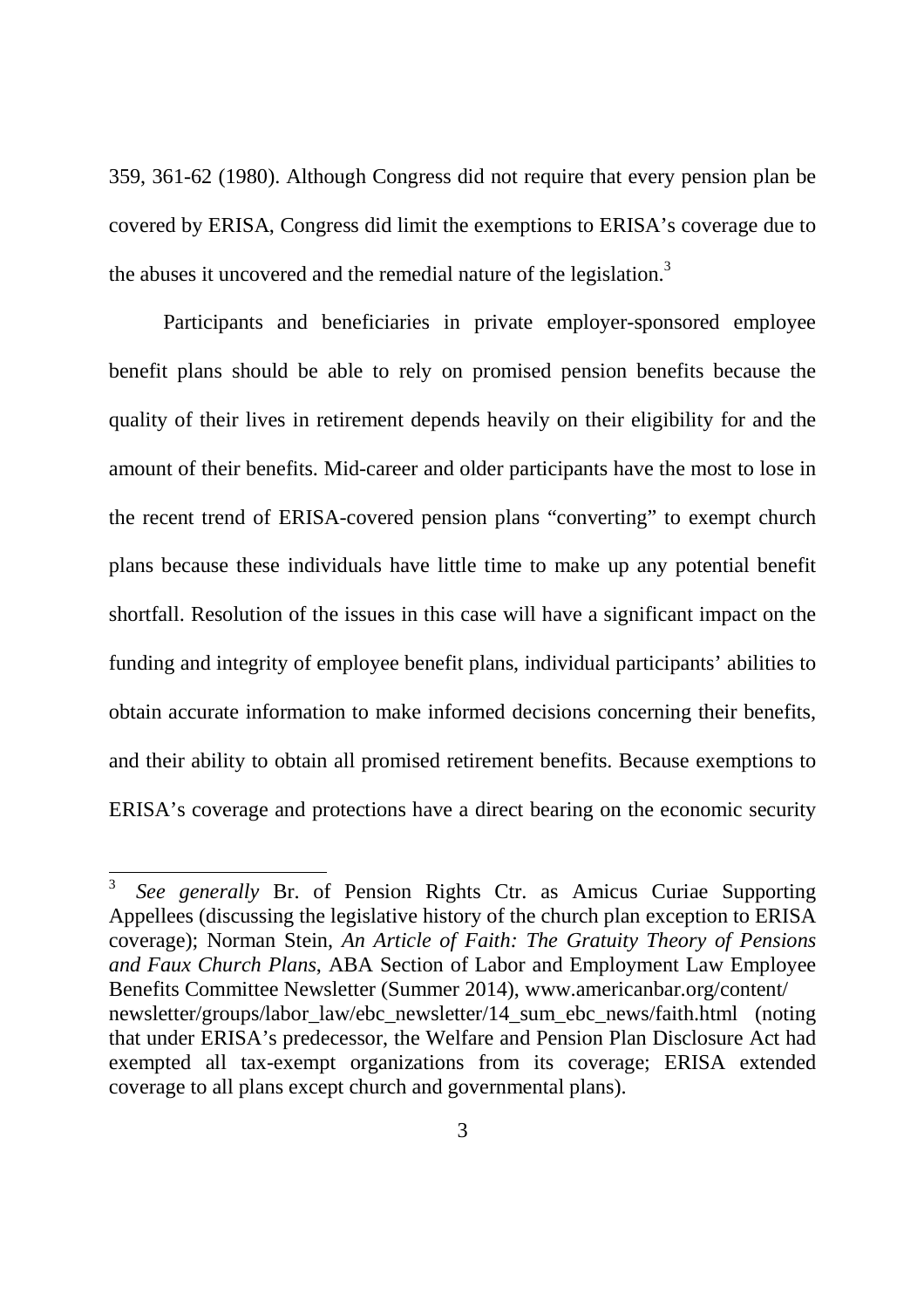359, 361-62 (1980). Although Congress did not require that every pension plan be covered by ERISA, Congress did limit the exemptions to ERISA's coverage due to the abuses it uncovered and the remedial nature of the legislation.[3]

Participants and beneficiaries in private employer-sponsored employee benefit plans should be able to rely on promised pension benefits because the quality of their lives in retirement depends heavily on their eligibility for and the amount of their benefits. Mid-career and older participants have the most to lose in the recent trend of ERISA-covered pension plans "converting" to exempt church plans because these individuals have little time to make up any potential benefit shortfall. Resolution of the issues in this case will have a significant impact on the funding and integrity of employee benefit plans, individual participants' abilities to obtain accurate information to make informed decisions concerning their benefits, and their ability to obtain all promised retirement benefits. Because exemptions to ERISA's coverage and protections have a direct bearing on the economic security

---

[3] *See generally* Br. of Pension Rights Ctr. as Amicus Curiae Supporting Appellees (discussing the legislative history of the church plan exception to ERISA coverage); Norman Stein, *An Article of Faith: The Gratuity Theory of Pensions and Faux Church Plans*, ABA Section of Labor and Employment Law Employee Benefits Committee Newsletter (Summer 2014), www.americanbar.org/content/newsletter/groups/labor_law/ebc_newsletter/14_sum_ebc_news/faith.html (noting that under ERISA's predecessor, the Welfare and Pension Plan Disclosure Act had exempted all tax-exempt organizations from its coverage; ERISA extended coverage to all plans except church and governmental plans).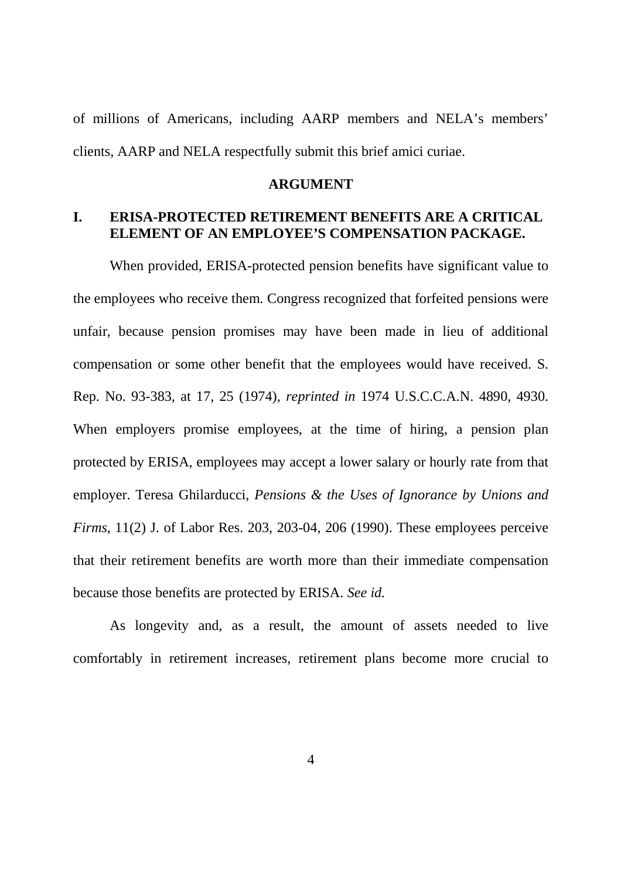of millions of Americans, including AARP members and NELA's members' clients, AARP and NELA respectfully submit this brief amici curiae.

## ARGUMENT

### I. ERISA-PROTECTED RETIREMENT BENEFITS ARE A CRITICAL ELEMENT OF AN EMPLOYEE'S COMPENSATION PACKAGE.

When provided, ERISA-protected pension benefits have significant value to the employees who receive them. Congress recognized that forfeited pensions were unfair, because pension promises may have been made in lieu of additional compensation or some other benefit that the employees would have received. S. Rep. No. 93-383, at 17, 25 (1974), *reprinted in* 1974 U.S.C.C.A.N. 4890, 4930. When employers promise employees, at the time of hiring, a pension plan protected by ERISA, employees may accept a lower salary or hourly rate from that employer. Teresa Ghilarducci, *Pensions & the Uses of Ignorance by Unions and Firms*, 11(2) J. of Labor Res. 203, 203-04, 206 (1990). These employees perceive that their retirement benefits are worth more than their immediate compensation because those benefits are protected by ERISA. *See id.*

As longevity and, as a result, the amount of assets needed to live comfortably in retirement increases, retirement plans become more crucial to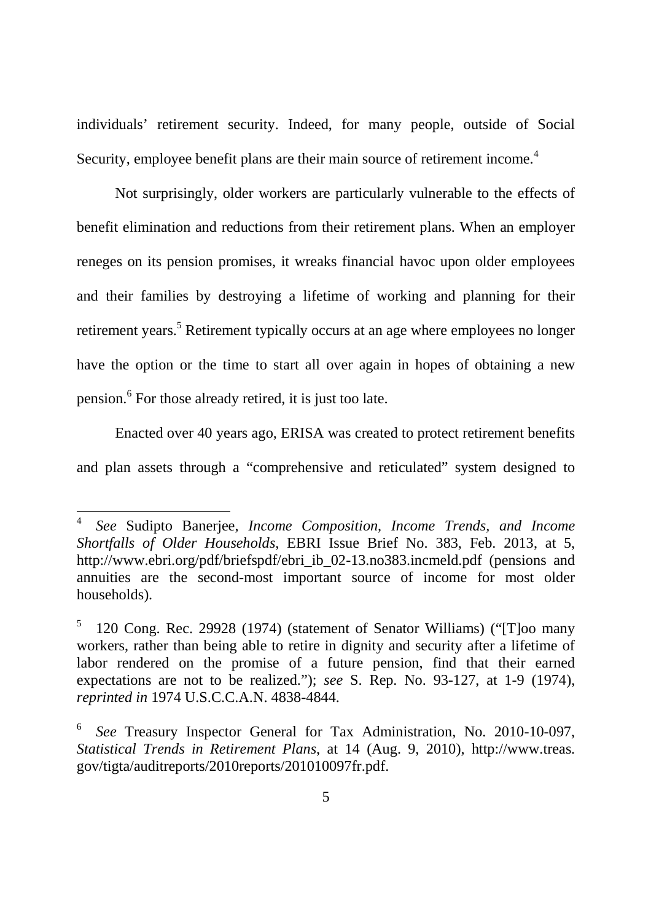individuals' retirement security. Indeed, for many people, outside of Social Security, employee benefit plans are their main source of retirement income.[4]

Not surprisingly, older workers are particularly vulnerable to the effects of benefit elimination and reductions from their retirement plans. When an employer reneges on its pension promises, it wreaks financial havoc upon older employees and their families by destroying a lifetime of working and planning for their retirement years.[5] Retirement typically occurs at an age where employees no longer have the option or the time to start all over again in hopes of obtaining a new pension.[6] For those already retired, it is just too late.

Enacted over 40 years ago, ERISA was created to protect retirement benefits and plan assets through a "comprehensive and reticulated" system designed to

---

[4] *See* Sudipto Banerjee, *Income Composition, Income Trends, and Income Shortfalls of Older Households*, EBRI Issue Brief No. 383, Feb. 2013, at 5, http://www.ebri.org/pdf/briefspdf/ebri_ib_02-13.no383.incmeld.pdf (pensions and annuities are the second-most important source of income for most older households).

[5] 120 Cong. Rec. 29928 (1974) (statement of Senator Williams) ("[T]oo many workers, rather than being able to retire in dignity and security after a lifetime of labor rendered on the promise of a future pension, find that their earned expectations are not to be realized."); *see* S. Rep. No. 93-127, at 1-9 (1974), *reprinted in* 1974 U.S.C.C.A.N. 4838-4844.

[6] *See* Treasury Inspector General for Tax Administration, No. 2010-10-097, *Statistical Trends in Retirement Plans*, at 14 (Aug. 9, 2010), http://www.treas.gov/tigta/auditreports/2010reports/201010097fr.pdf.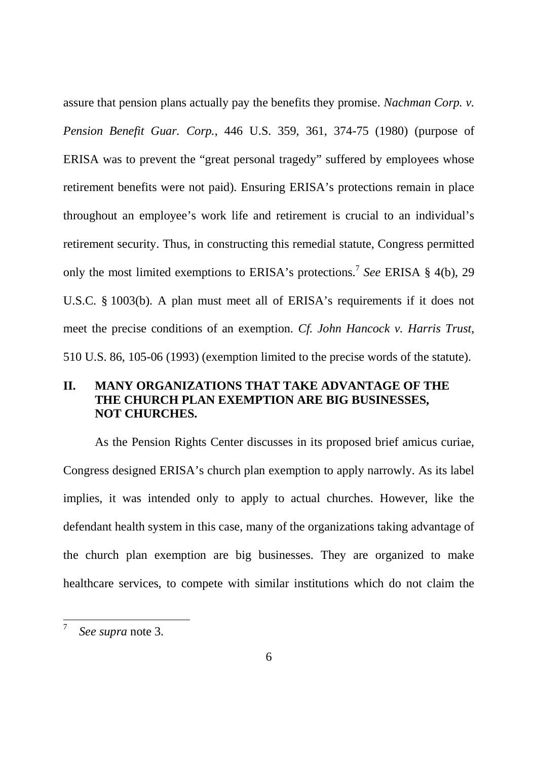assure that pension plans actually pay the benefits they promise. *Nachman Corp. v. Pension Benefit Guar. Corp.*, 446 U.S. 359, 361, 374-75 (1980) (purpose of ERISA was to prevent the "great personal tragedy" suffered by employees whose retirement benefits were not paid). Ensuring ERISA's protections remain in place throughout an employee's work life and retirement is crucial to an individual's retirement security. Thus, in constructing this remedial statute, Congress permitted only the most limited exemptions to ERISA's protections.[7] *See* ERISA § 4(b), 29 U.S.C. § 1003(b). A plan must meet all of ERISA's requirements if it does not meet the precise conditions of an exemption. *Cf. John Hancock v. Harris Trust*, 510 U.S. 86, 105-06 (1993) (exemption limited to the precise words of the statute).

## II. MANY ORGANIZATIONS THAT TAKE ADVANTAGE OF THE THE CHURCH PLAN EXEMPTION ARE BIG BUSINESSES, NOT CHURCHES.

As the Pension Rights Center discusses in its proposed brief amicus curiae, Congress designed ERISA's church plan exemption to apply narrowly. As its label implies, it was intended only to apply to actual churches. However, like the defendant health system in this case, many of the organizations taking advantage of the church plan exemption are big businesses. They are organized to make healthcare services, to compete with similar institutions which do not claim the

---

[7] *See supra* note 3.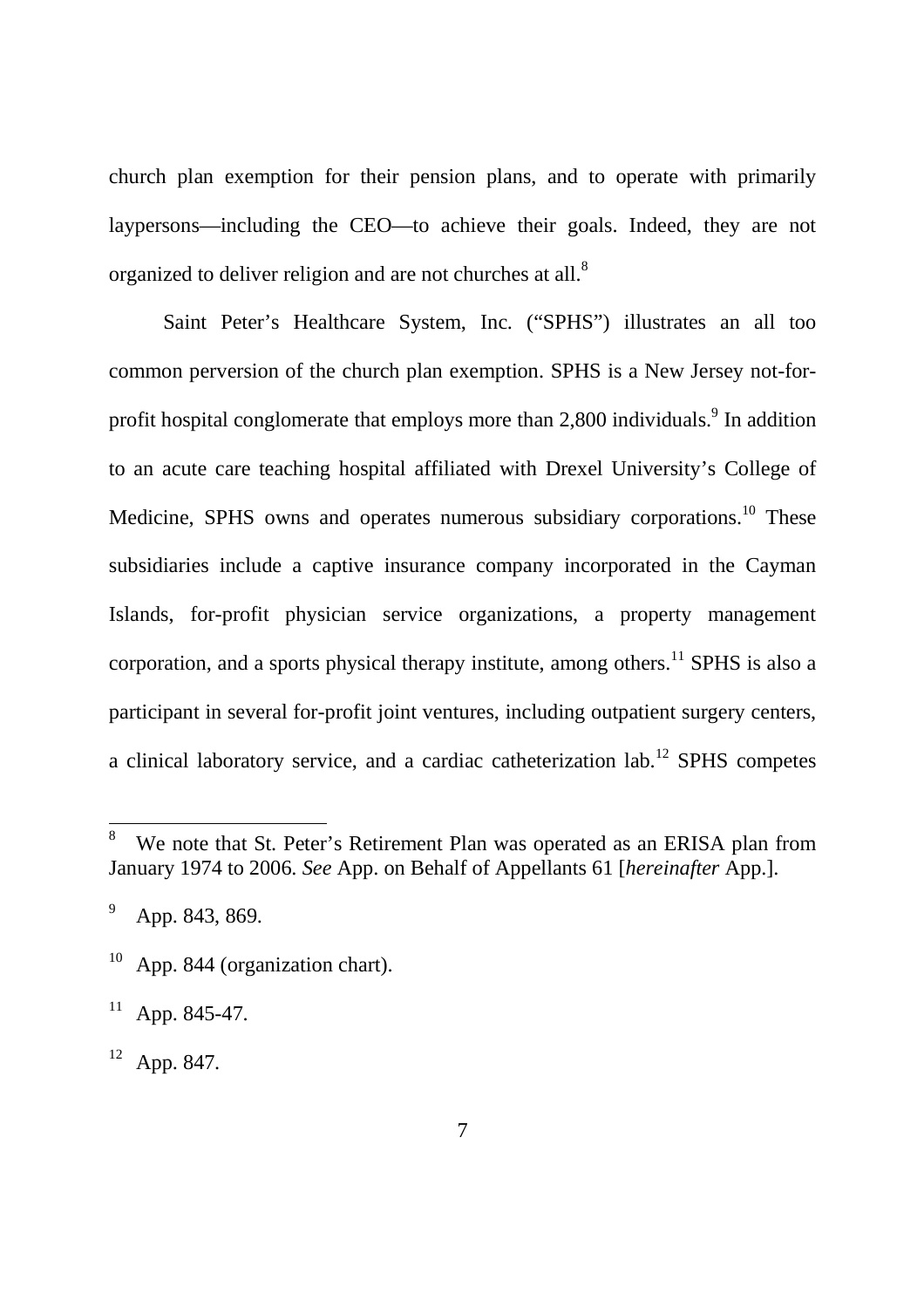church plan exemption for their pension plans, and to operate with primarily laypersons—including the CEO—to achieve their goals. Indeed, they are not organized to deliver religion and are not churches at all.[8]

Saint Peter's Healthcare System, Inc. ("SPHS") illustrates an all too common perversion of the church plan exemption. SPHS is a New Jersey not-for-profit hospital conglomerate that employs more than 2,800 individuals.[9] In addition to an acute care teaching hospital affiliated with Drexel University's College of Medicine, SPHS owns and operates numerous subsidiary corporations.[10] These subsidiaries include a captive insurance company incorporated in the Cayman Islands, for-profit physician service organizations, a property management corporation, and a sports physical therapy institute, among others.[11] SPHS is also a participant in several for-profit joint ventures, including outpatient surgery centers, a clinical laboratory service, and a cardiac catheterization lab.[12] SPHS competes

---

[8] We note that St. Peter's Retirement Plan was operated as an ERISA plan from January 1974 to 2006. *See* App. on Behalf of Appellants 61 [*hereinafter* App.].

[9] App. 843, 869.

[10] App. 844 (organization chart).

[11] App. 845-47.

[12] App. 847.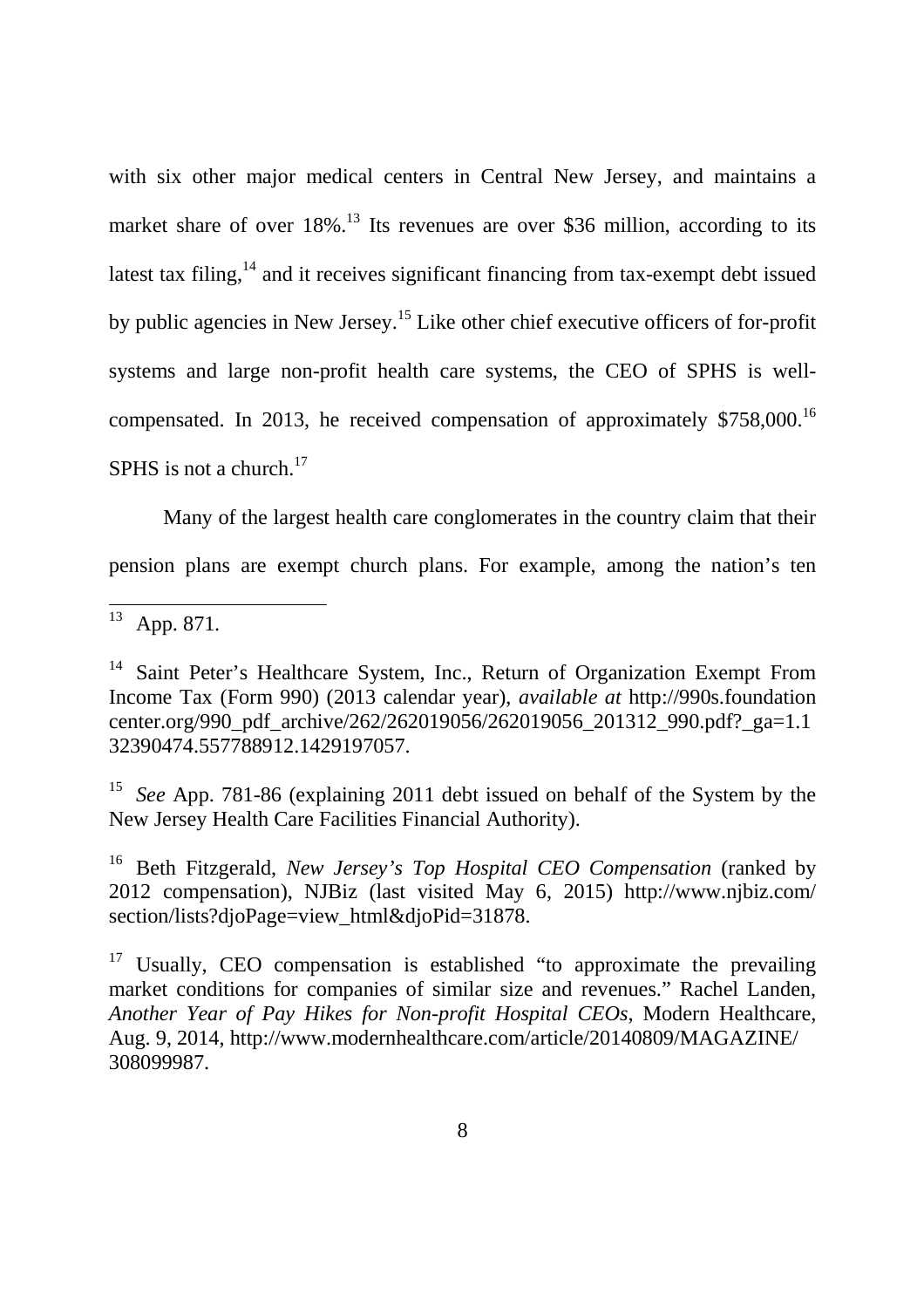with six other major medical centers in Central New Jersey, and maintains a market share of over 18%.[13] Its revenues are over $36 million, according to its latest tax filing,[14] and it receives significant financing from tax-exempt debt issued by public agencies in New Jersey.[15] Like other chief executive officers of for-profit systems and large non-profit health care systems, the CEO of SPHS is well-compensated. In 2013, he received compensation of approximately $758,000.[16] SPHS is not a church.[17]

Many of the largest health care conglomerates in the country claim that their pension plans are exempt church plans. For example, among the nation's ten

---

[13] App. 871.

[14] Saint Peter's Healthcare System, Inc., Return of Organization Exempt From Income Tax (Form 990) (2013 calendar year), *available at* http://990s.foundationcenter.org/990_pdf_archive/262/262019056/262019056_201312_990.pdf?_ga=1.132390474.557788912.1429197057.

[15] *See* App. 781-86 (explaining 2011 debt issued on behalf of the System by the New Jersey Health Care Facilities Financial Authority).

[16] Beth Fitzgerald, *New Jersey's Top Hospital CEO Compensation* (ranked by 2012 compensation), NJBiz (last visited May 6, 2015) http://www.njbiz.com/section/lists?djoPage=view_html&djoPid=31878.

[17] Usually, CEO compensation is established "to approximate the prevailing market conditions for companies of similar size and revenues." Rachel Landen, *Another Year of Pay Hikes for Non-profit Hospital CEOs*, Modern Healthcare, Aug. 9, 2014, http://www.modernhealthcare.com/article/20140809/MAGAZINE/308099987.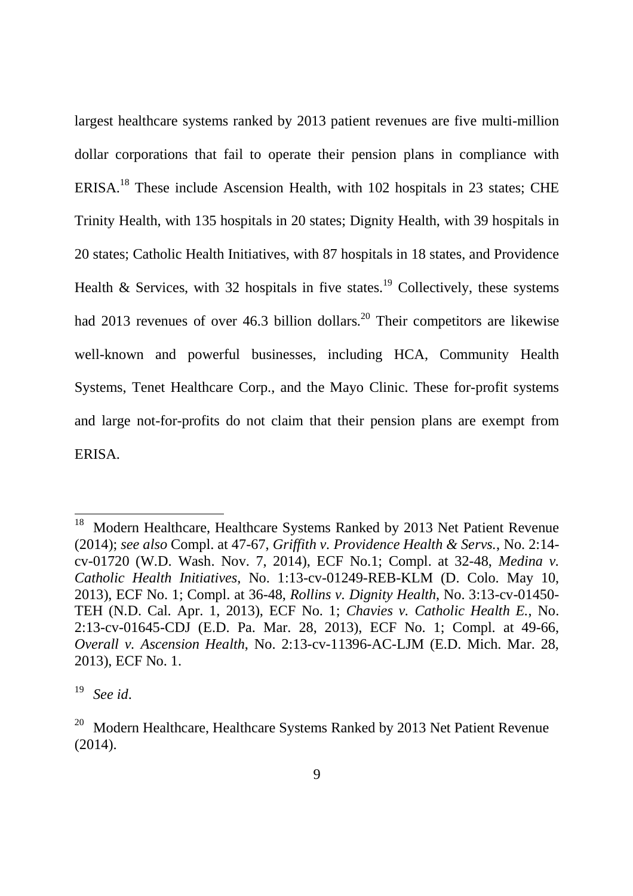largest healthcare systems ranked by 2013 patient revenues are five multi-million dollar corporations that fail to operate their pension plans in compliance with ERISA.[18] These include Ascension Health, with 102 hospitals in 23 states; CHE Trinity Health, with 135 hospitals in 20 states; Dignity Health, with 39 hospitals in 20 states; Catholic Health Initiatives, with 87 hospitals in 18 states, and Providence Health & Services, with 32 hospitals in five states.[19] Collectively, these systems had 2013 revenues of over 46.3 billion dollars.[20] Their competitors are likewise well-known and powerful businesses, including HCA, Community Health Systems, Tenet Healthcare Corp., and the Mayo Clinic. These for-profit systems and large not-for-profits do not claim that their pension plans are exempt from ERISA.

---

[18] Modern Healthcare, Healthcare Systems Ranked by 2013 Net Patient Revenue (2014); *see also* Compl. at 47-67, *Griffith v. Providence Health & Servs.*, No. 2:14-cv-01720 (W.D. Wash. Nov. 7, 2014), ECF No.1; Compl. at 32-48, *Medina v. Catholic Health Initiatives*, No. 1:13-cv-01249-REB-KLM (D. Colo. May 10, 2013), ECF No. 1; Compl. at 36-48, *Rollins v. Dignity Health*, No. 3:13-cv-01450-TEH (N.D. Cal. Apr. 1, 2013), ECF No. 1; *Chavies v. Catholic Health E.*, No. 2:13-cv-01645-CDJ (E.D. Pa. Mar. 28, 2013), ECF No. 1; Compl. at 49-66, *Overall v. Ascension Health*, No. 2:13-cv-11396-AC-LJM (E.D. Mich. Mar. 28, 2013), ECF No. 1.

[19] *See id*.

[20] Modern Healthcare, Healthcare Systems Ranked by 2013 Net Patient Revenue (2014).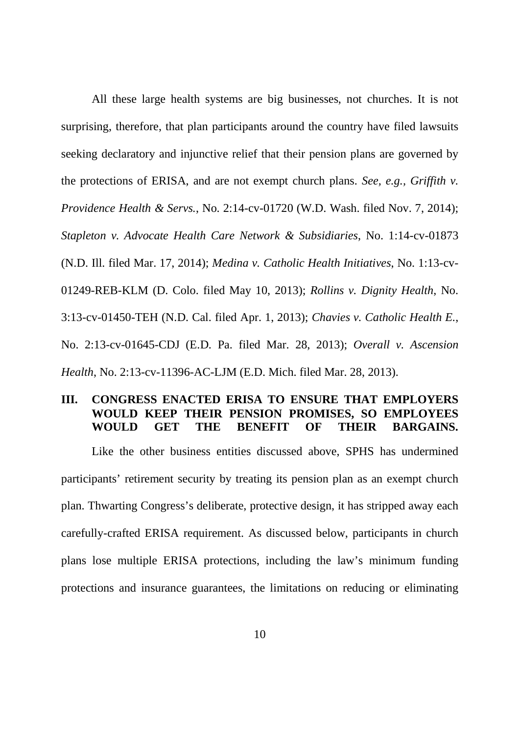All these large health systems are big businesses, not churches. It is not surprising, therefore, that plan participants around the country have filed lawsuits seeking declaratory and injunctive relief that their pension plans are governed by the protections of ERISA, and are not exempt church plans. *See, e.g.*, *Griffith v. Providence Health & Servs.*, No. 2:14-cv-01720 (W.D. Wash. filed Nov. 7, 2014); *Stapleton v. Advocate Health Care Network & Subsidiaries*, No. 1:14-cv-01873 (N.D. Ill. filed Mar. 17, 2014); *Medina v. Catholic Health Initiatives*, No. 1:13-cv-01249-REB-KLM (D. Colo. filed May 10, 2013); *Rollins v. Dignity Health*, No. 3:13-cv-01450-TEH (N.D. Cal. filed Apr. 1, 2013); *Chavies v. Catholic Health E.*, No. 2:13-cv-01645-CDJ (E.D. Pa. filed Mar. 28, 2013); *Overall v. Ascension Health*, No. 2:13-cv-11396-AC-LJM (E.D. Mich. filed Mar. 28, 2013).

## III. CONGRESS ENACTED ERISA TO ENSURE THAT EMPLOYERS WOULD KEEP THEIR PENSION PROMISES, SO EMPLOYEES WOULD GET THE BENEFIT OF THEIR BARGAINS.

Like the other business entities discussed above, SPHS has undermined participants' retirement security by treating its pension plan as an exempt church plan. Thwarting Congress's deliberate, protective design, it has stripped away each carefully-crafted ERISA requirement. As discussed below, participants in church plans lose multiple ERISA protections, including the law's minimum funding protections and insurance guarantees, the limitations on reducing or eliminating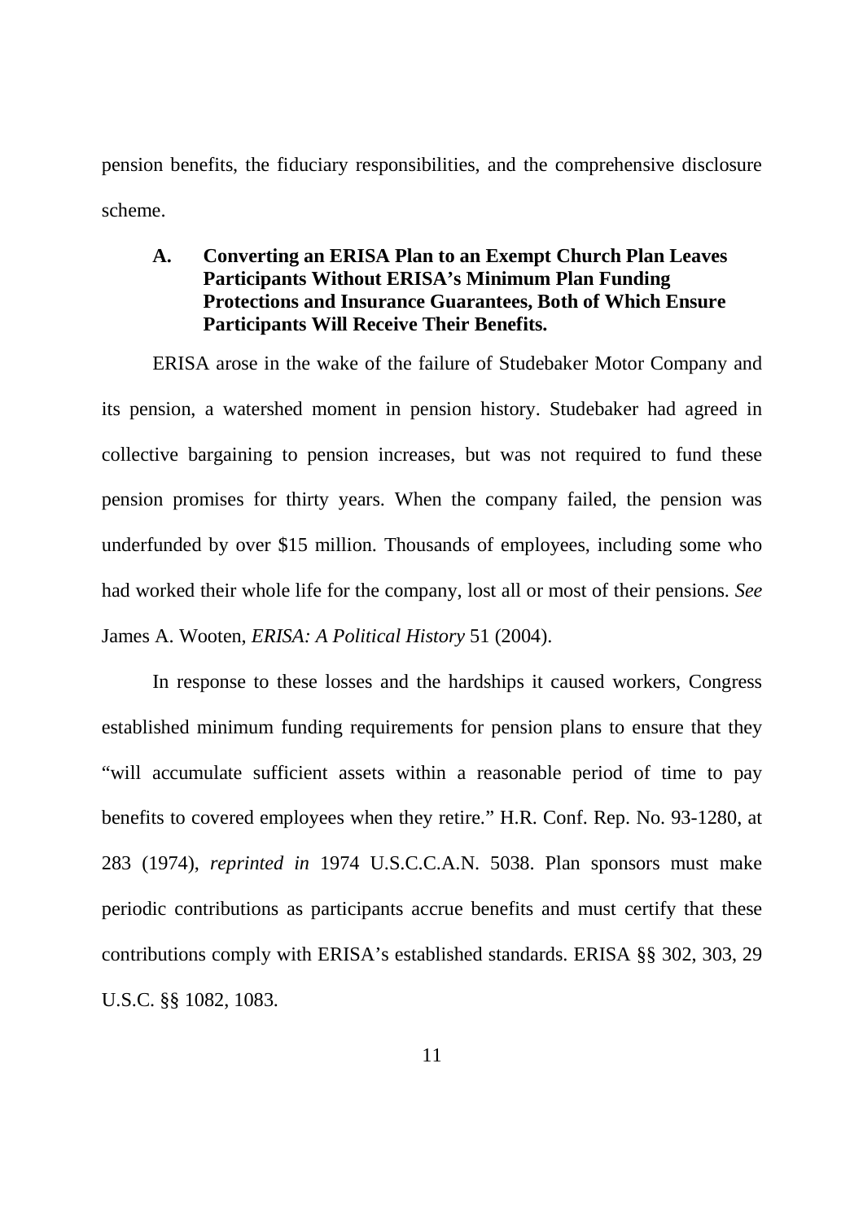pension benefits, the fiduciary responsibilities, and the comprehensive disclosure scheme.

### A. Converting an ERISA Plan to an Exempt Church Plan Leaves Participants Without ERISA's Minimum Plan Funding Protections and Insurance Guarantees, Both of Which Ensure Participants Will Receive Their Benefits.

ERISA arose in the wake of the failure of Studebaker Motor Company and its pension, a watershed moment in pension history. Studebaker had agreed in collective bargaining to pension increases, but was not required to fund these pension promises for thirty years. When the company failed, the pension was underfunded by over $15 million. Thousands of employees, including some who had worked their whole life for the company, lost all or most of their pensions. *See* James A. Wooten, *ERISA: A Political History* 51 (2004).

In response to these losses and the hardships it caused workers, Congress established minimum funding requirements for pension plans to ensure that they "will accumulate sufficient assets within a reasonable period of time to pay benefits to covered employees when they retire." H.R. Conf. Rep. No. 93-1280, at 283 (1974), *reprinted in* 1974 U.S.C.C.A.N. 5038. Plan sponsors must make periodic contributions as participants accrue benefits and must certify that these contributions comply with ERISA's established standards. ERISA §§ 302, 303, 29 U.S.C. §§ 1082, 1083.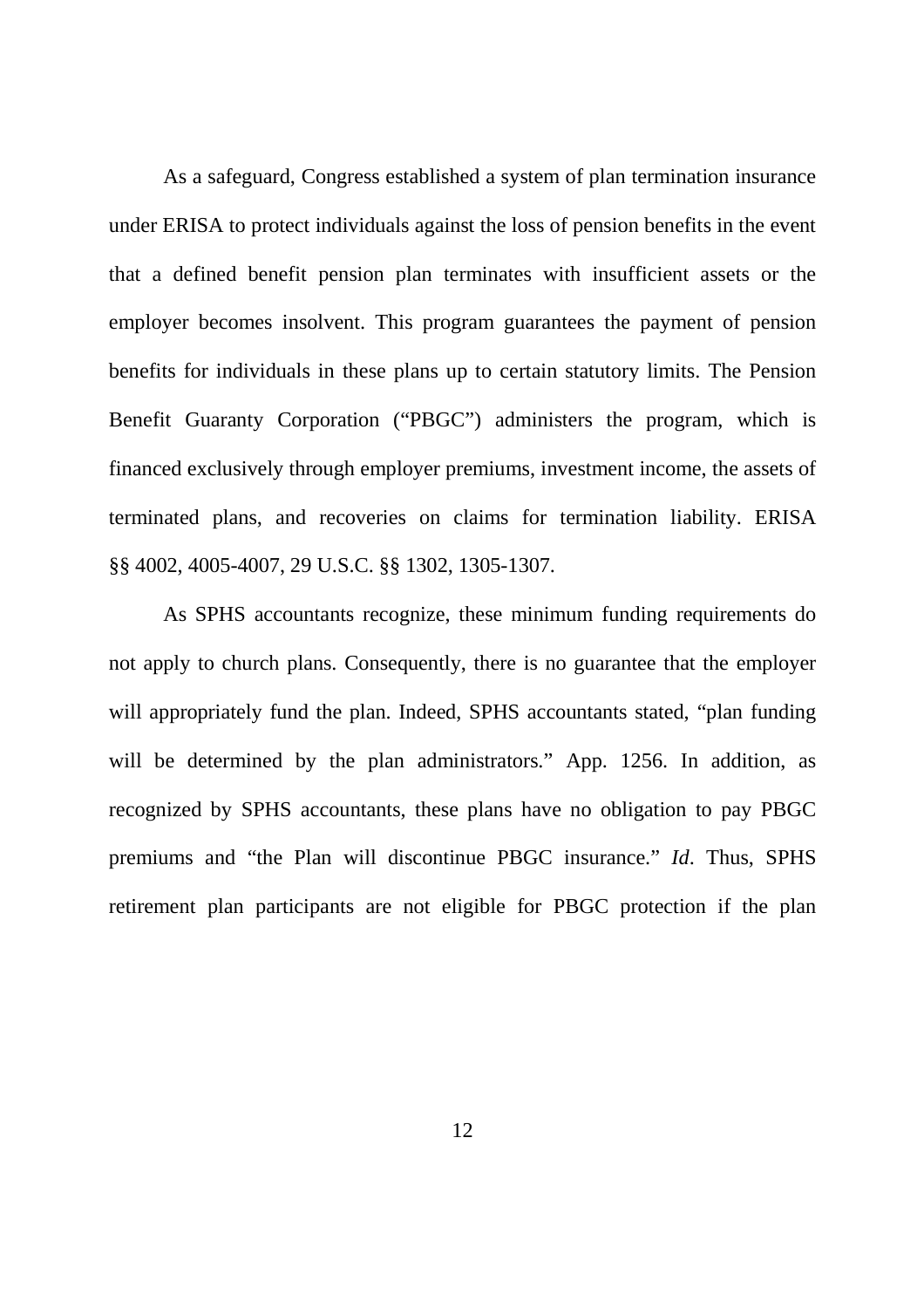As a safeguard, Congress established a system of plan termination insurance under ERISA to protect individuals against the loss of pension benefits in the event that a defined benefit pension plan terminates with insufficient assets or the employer becomes insolvent. This program guarantees the payment of pension benefits for individuals in these plans up to certain statutory limits. The Pension Benefit Guaranty Corporation ("PBGC") administers the program, which is financed exclusively through employer premiums, investment income, the assets of terminated plans, and recoveries on claims for termination liability. ERISA §§ 4002, 4005-4007, 29 U.S.C. §§ 1302, 1305-1307.

As SPHS accountants recognize, these minimum funding requirements do not apply to church plans. Consequently, there is no guarantee that the employer will appropriately fund the plan. Indeed, SPHS accountants stated, "plan funding will be determined by the plan administrators." App. 1256. In addition, as recognized by SPHS accountants, these plans have no obligation to pay PBGC premiums and "the Plan will discontinue PBGC insurance." *Id*. Thus, SPHS retirement plan participants are not eligible for PBGC protection if the plan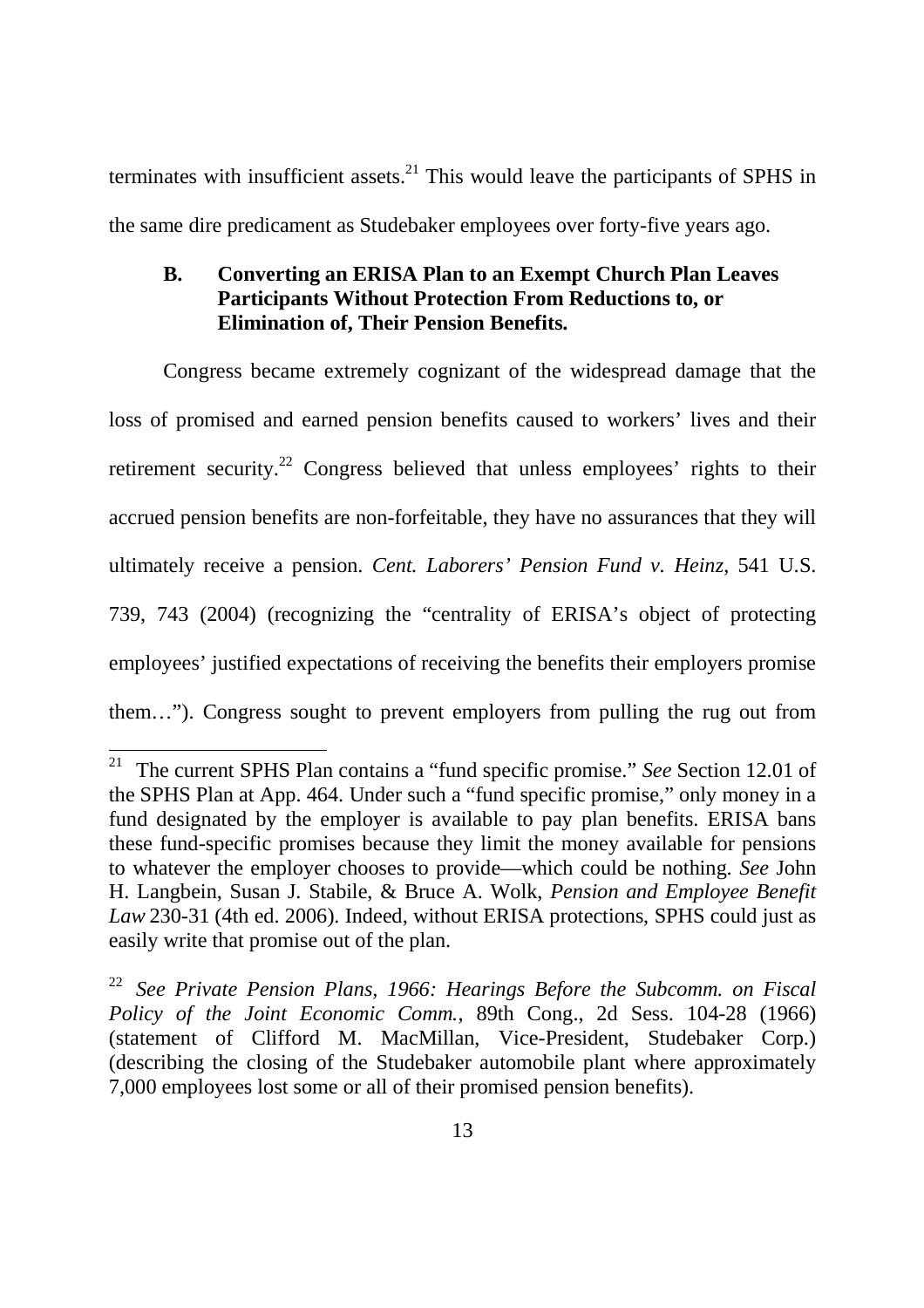terminates with insufficient assets.[21] This would leave the participants of SPHS in the same dire predicament as Studebaker employees over forty-five years ago.

### B. Converting an ERISA Plan to an Exempt Church Plan Leaves Participants Without Protection From Reductions to, or Elimination of, Their Pension Benefits.

Congress became extremely cognizant of the widespread damage that the loss of promised and earned pension benefits caused to workers' lives and their retirement security.[22] Congress believed that unless employees' rights to their accrued pension benefits are non-forfeitable, they have no assurances that they will ultimately receive a pension. *Cent. Laborers' Pension Fund v. Heinz*, 541 U.S. 739, 743 (2004) (recognizing the "centrality of ERISA's object of protecting employees' justified expectations of receiving the benefits their employers promise them…"). Congress sought to prevent employers from pulling the rug out from

---

[21] The current SPHS Plan contains a "fund specific promise." *See* Section 12.01 of the SPHS Plan at App. 464. Under such a "fund specific promise," only money in a fund designated by the employer is available to pay plan benefits. ERISA bans these fund-specific promises because they limit the money available for pensions to whatever the employer chooses to provide—which could be nothing. *See* John H. Langbein, Susan J. Stabile, & Bruce A. Wolk, *Pension and Employee Benefit Law* 230-31 (4th ed. 2006). Indeed, without ERISA protections, SPHS could just as easily write that promise out of the plan.

[22] *See Private Pension Plans, 1966: Hearings Before the Subcomm. on Fiscal Policy of the Joint Economic Comm.*, 89th Cong., 2d Sess. 104-28 (1966) (statement of Clifford M. MacMillan, Vice-President, Studebaker Corp.) (describing the closing of the Studebaker automobile plant where approximately 7,000 employees lost some or all of their promised pension benefits).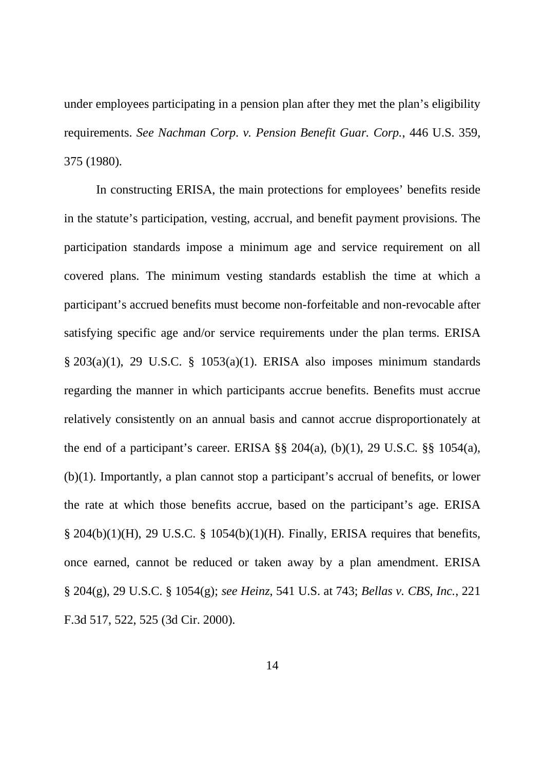under employees participating in a pension plan after they met the plan's eligibility requirements. *See Nachman Corp. v. Pension Benefit Guar. Corp.*, 446 U.S. 359, 375 (1980).

In constructing ERISA, the main protections for employees' benefits reside in the statute's participation, vesting, accrual, and benefit payment provisions. The participation standards impose a minimum age and service requirement on all covered plans. The minimum vesting standards establish the time at which a participant's accrued benefits must become non-forfeitable and non-revocable after satisfying specific age and/or service requirements under the plan terms. ERISA § 203(a)(1), 29 U.S.C. § 1053(a)(1). ERISA also imposes minimum standards regarding the manner in which participants accrue benefits. Benefits must accrue relatively consistently on an annual basis and cannot accrue disproportionately at the end of a participant's career. ERISA §§ 204(a), (b)(1), 29 U.S.C. §§ 1054(a), (b)(1). Importantly, a plan cannot stop a participant's accrual of benefits, or lower the rate at which those benefits accrue, based on the participant's age. ERISA § 204(b)(1)(H), 29 U.S.C. § 1054(b)(1)(H). Finally, ERISA requires that benefits, once earned, cannot be reduced or taken away by a plan amendment. ERISA § 204(g), 29 U.S.C. § 1054(g); *see Heinz*, 541 U.S. at 743; *Bellas v. CBS, Inc.*, 221 F.3d 517, 522, 525 (3d Cir. 2000).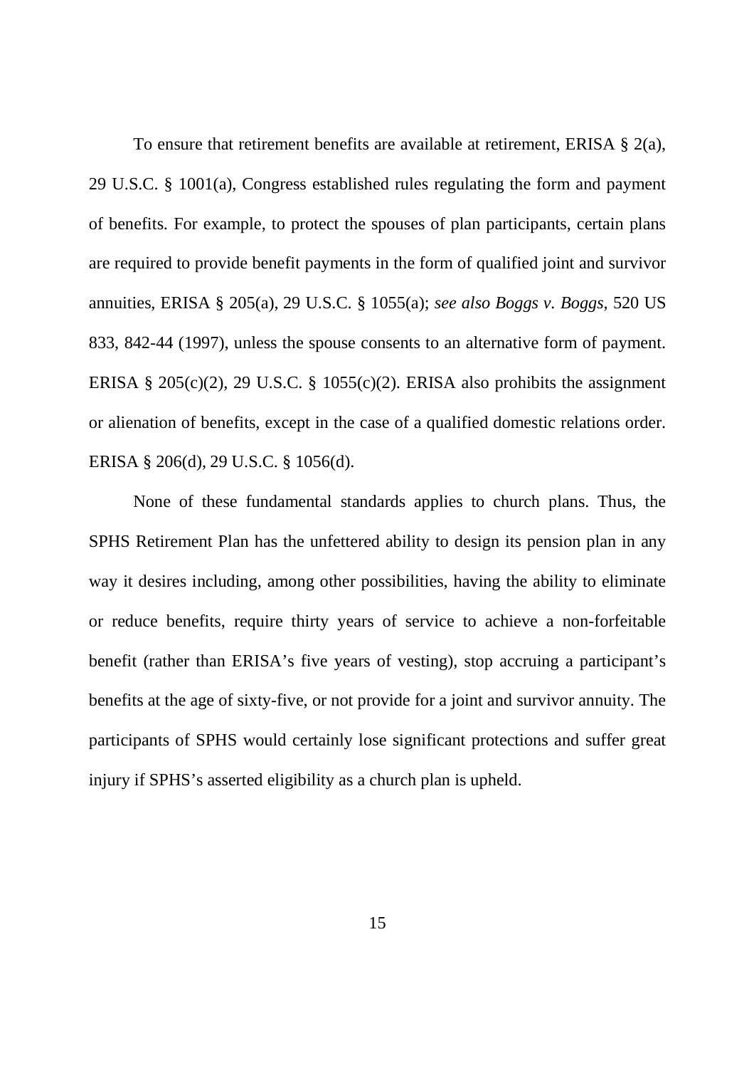To ensure that retirement benefits are available at retirement, ERISA § 2(a), 29 U.S.C. § 1001(a), Congress established rules regulating the form and payment of benefits. For example, to protect the spouses of plan participants, certain plans are required to provide benefit payments in the form of qualified joint and survivor annuities, ERISA § 205(a), 29 U.S.C. § 1055(a); *see also Boggs v. Boggs*, 520 US 833, 842-44 (1997), unless the spouse consents to an alternative form of payment. ERISA § 205(c)(2), 29 U.S.C. § 1055(c)(2). ERISA also prohibits the assignment or alienation of benefits, except in the case of a qualified domestic relations order. ERISA § 206(d), 29 U.S.C. § 1056(d).

None of these fundamental standards applies to church plans. Thus, the SPHS Retirement Plan has the unfettered ability to design its pension plan in any way it desires including, among other possibilities, having the ability to eliminate or reduce benefits, require thirty years of service to achieve a non-forfeitable benefit (rather than ERISA's five years of vesting), stop accruing a participant's benefits at the age of sixty-five, or not provide for a joint and survivor annuity. The participants of SPHS would certainly lose significant protections and suffer great injury if SPHS's asserted eligibility as a church plan is upheld.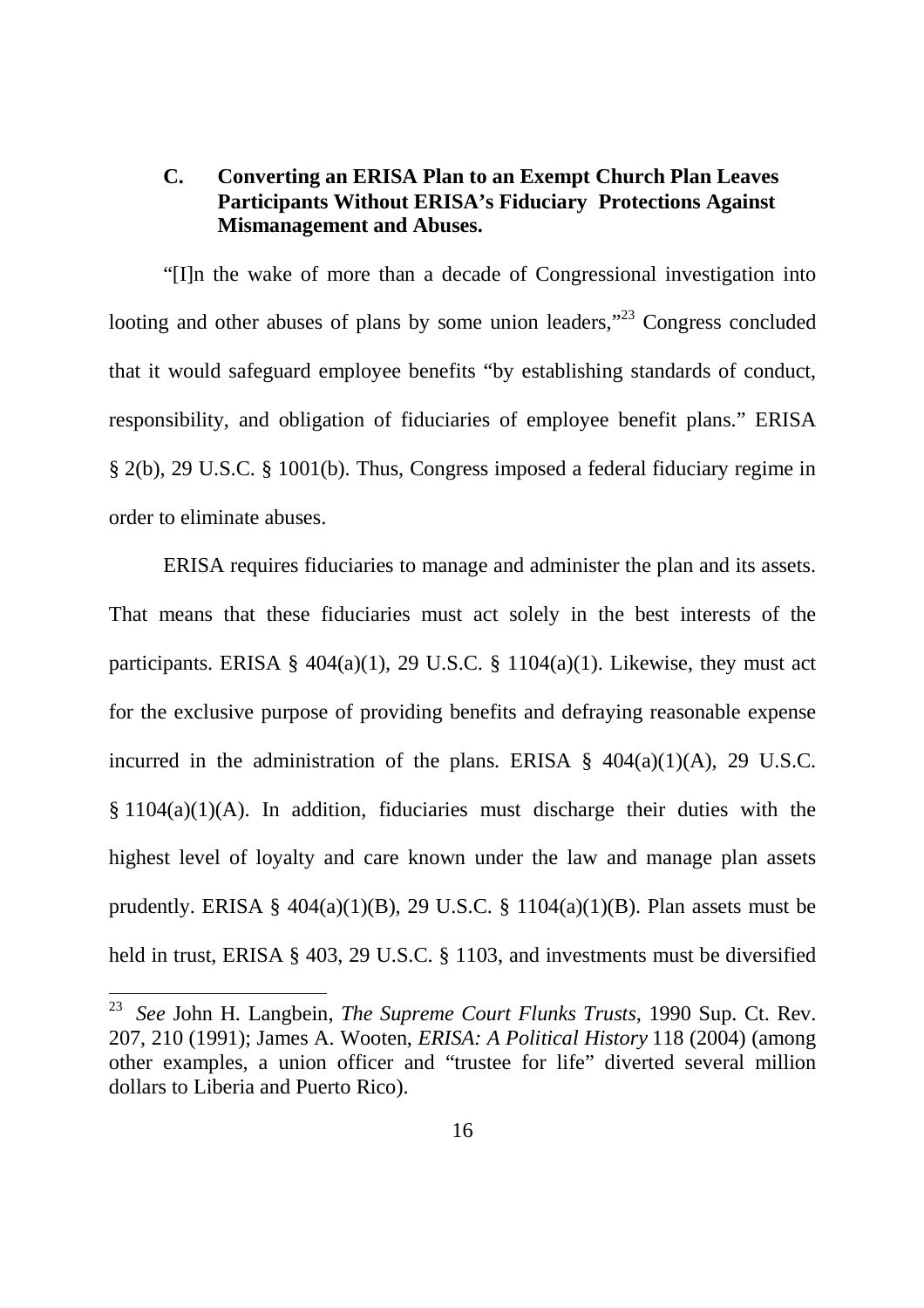### C. Converting an ERISA Plan to an Exempt Church Plan Leaves Participants Without ERISA's Fiduciary Protections Against Mismanagement and Abuses.

"[I]n the wake of more than a decade of Congressional investigation into looting and other abuses of plans by some union leaders,"[23] Congress concluded that it would safeguard employee benefits "by establishing standards of conduct, responsibility, and obligation of fiduciaries of employee benefit plans." ERISA § 2(b), 29 U.S.C. § 1001(b). Thus, Congress imposed a federal fiduciary regime in order to eliminate abuses.

ERISA requires fiduciaries to manage and administer the plan and its assets. That means that these fiduciaries must act solely in the best interests of the participants. ERISA § 404(a)(1), 29 U.S.C. § 1104(a)(1). Likewise, they must act for the exclusive purpose of providing benefits and defraying reasonable expense incurred in the administration of the plans. ERISA § 404(a)(1)(A), 29 U.S.C. § 1104(a)(1)(A). In addition, fiduciaries must discharge their duties with the highest level of loyalty and care known under the law and manage plan assets prudently. ERISA § 404(a)(1)(B), 29 U.S.C. § 1104(a)(1)(B). Plan assets must be held in trust, ERISA § 403, 29 U.S.C. § 1103, and investments must be diversified

---

[23] *See* John H. Langbein, *The Supreme Court Flunks Trusts*, 1990 Sup. Ct. Rev. 207, 210 (1991); James A. Wooten, *ERISA: A Political History* 118 (2004) (among other examples, a union officer and "trustee for life" diverted several million dollars to Liberia and Puerto Rico).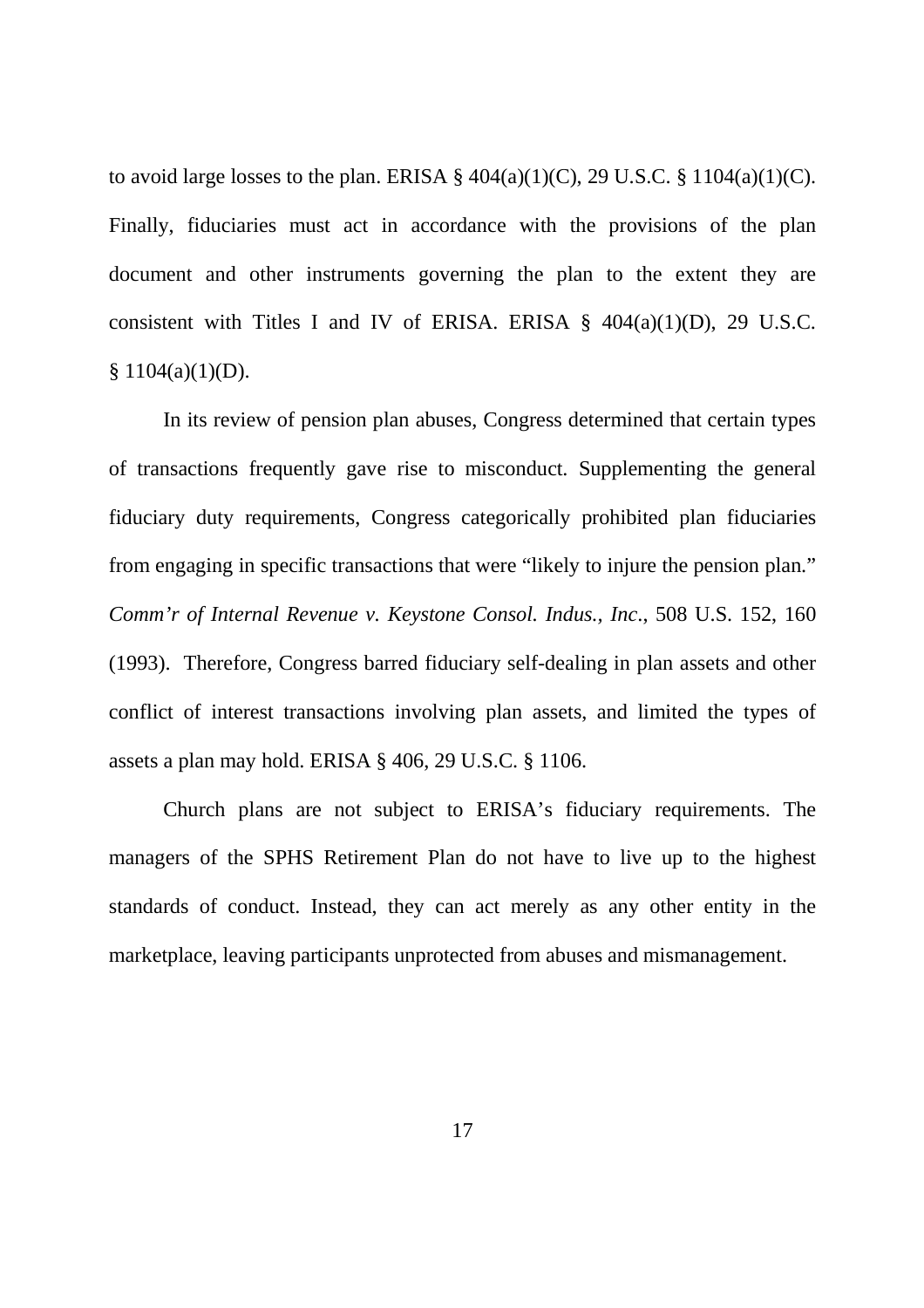to avoid large losses to the plan. ERISA § 404(a)(1)(C), 29 U.S.C. § 1104(a)(1)(C). Finally, fiduciaries must act in accordance with the provisions of the plan document and other instruments governing the plan to the extent they are consistent with Titles I and IV of ERISA. ERISA § 404(a)(1)(D), 29 U.S.C. § 1104(a)(1)(D).

In its review of pension plan abuses, Congress determined that certain types of transactions frequently gave rise to misconduct. Supplementing the general fiduciary duty requirements, Congress categorically prohibited plan fiduciaries from engaging in specific transactions that were "likely to injure the pension plan." *Comm'r of Internal Revenue v. Keystone Consol. Indus., Inc*., 508 U.S. 152, 160 (1993). Therefore, Congress barred fiduciary self-dealing in plan assets and other conflict of interest transactions involving plan assets, and limited the types of assets a plan may hold. ERISA § 406, 29 U.S.C. § 1106.

Church plans are not subject to ERISA's fiduciary requirements. The managers of the SPHS Retirement Plan do not have to live up to the highest standards of conduct. Instead, they can act merely as any other entity in the marketplace, leaving participants unprotected from abuses and mismanagement.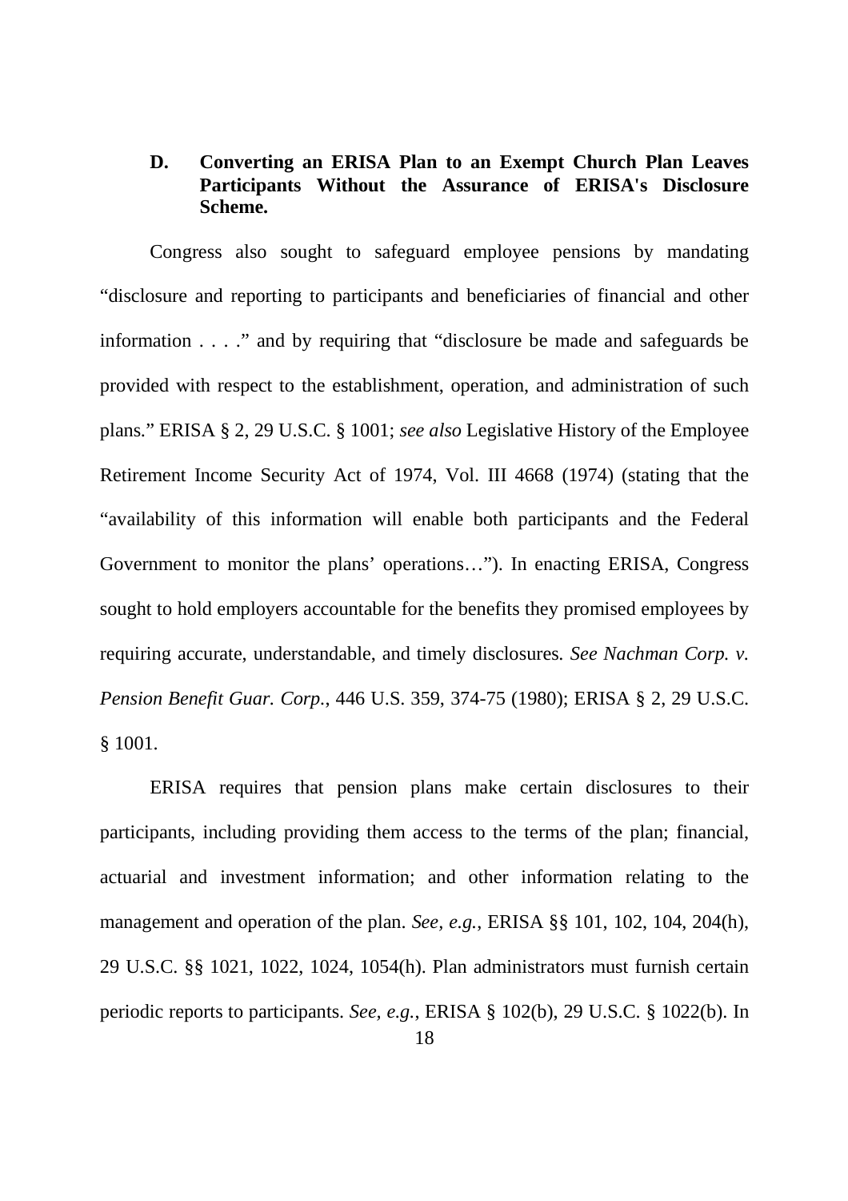### D. Converting an ERISA Plan to an Exempt Church Plan Leaves Participants Without the Assurance of ERISA's Disclosure Scheme.

Congress also sought to safeguard employee pensions by mandating "disclosure and reporting to participants and beneficiaries of financial and other information . . . ." and by requiring that "disclosure be made and safeguards be provided with respect to the establishment, operation, and administration of such plans." ERISA § 2, 29 U.S.C. § 1001; *see also* Legislative History of the Employee Retirement Income Security Act of 1974, Vol. III 4668 (1974) (stating that the "availability of this information will enable both participants and the Federal Government to monitor the plans' operations…"). In enacting ERISA, Congress sought to hold employers accountable for the benefits they promised employees by requiring accurate, understandable, and timely disclosures. *See Nachman Corp. v. Pension Benefit Guar. Corp.*, 446 U.S. 359, 374-75 (1980); ERISA § 2, 29 U.S.C. § 1001.

ERISA requires that pension plans make certain disclosures to their participants, including providing them access to the terms of the plan; financial, actuarial and investment information; and other information relating to the management and operation of the plan. *See, e.g.*, ERISA §§ 101, 102, 104, 204(h), 29 U.S.C. §§ 1021, 1022, 1024, 1054(h). Plan administrators must furnish certain periodic reports to participants. *See, e.g.*, ERISA § 102(b), 29 U.S.C. § 1022(b). In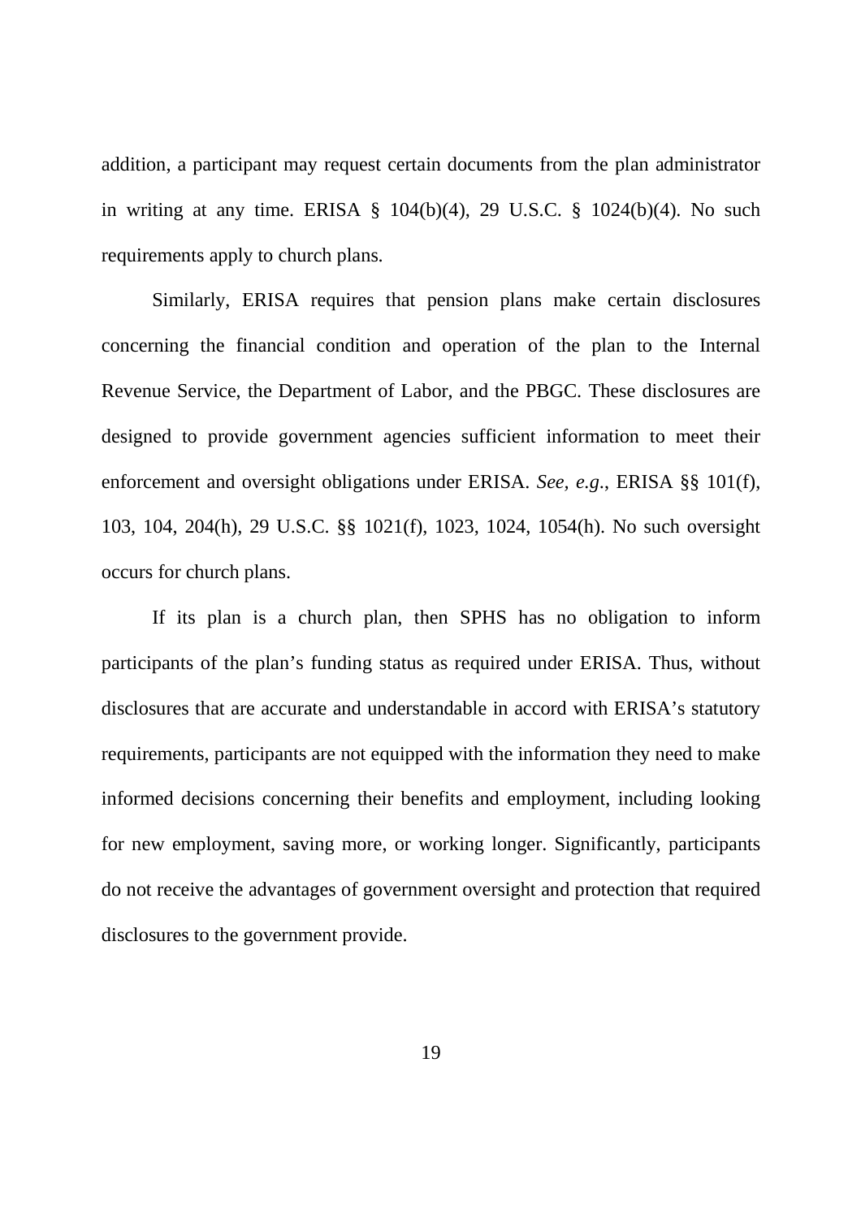addition, a participant may request certain documents from the plan administrator in writing at any time. ERISA § 104(b)(4), 29 U.S.C. § 1024(b)(4). No such requirements apply to church plans.

Similarly, ERISA requires that pension plans make certain disclosures concerning the financial condition and operation of the plan to the Internal Revenue Service, the Department of Labor, and the PBGC. These disclosures are designed to provide government agencies sufficient information to meet their enforcement and oversight obligations under ERISA. *See, e.g.*, ERISA §§ 101(f), 103, 104, 204(h), 29 U.S.C. §§ 1021(f), 1023, 1024, 1054(h). No such oversight occurs for church plans.

If its plan is a church plan, then SPHS has no obligation to inform participants of the plan's funding status as required under ERISA. Thus, without disclosures that are accurate and understandable in accord with ERISA's statutory requirements, participants are not equipped with the information they need to make informed decisions concerning their benefits and employment, including looking for new employment, saving more, or working longer. Significantly, participants do not receive the advantages of government oversight and protection that required disclosures to the government provide.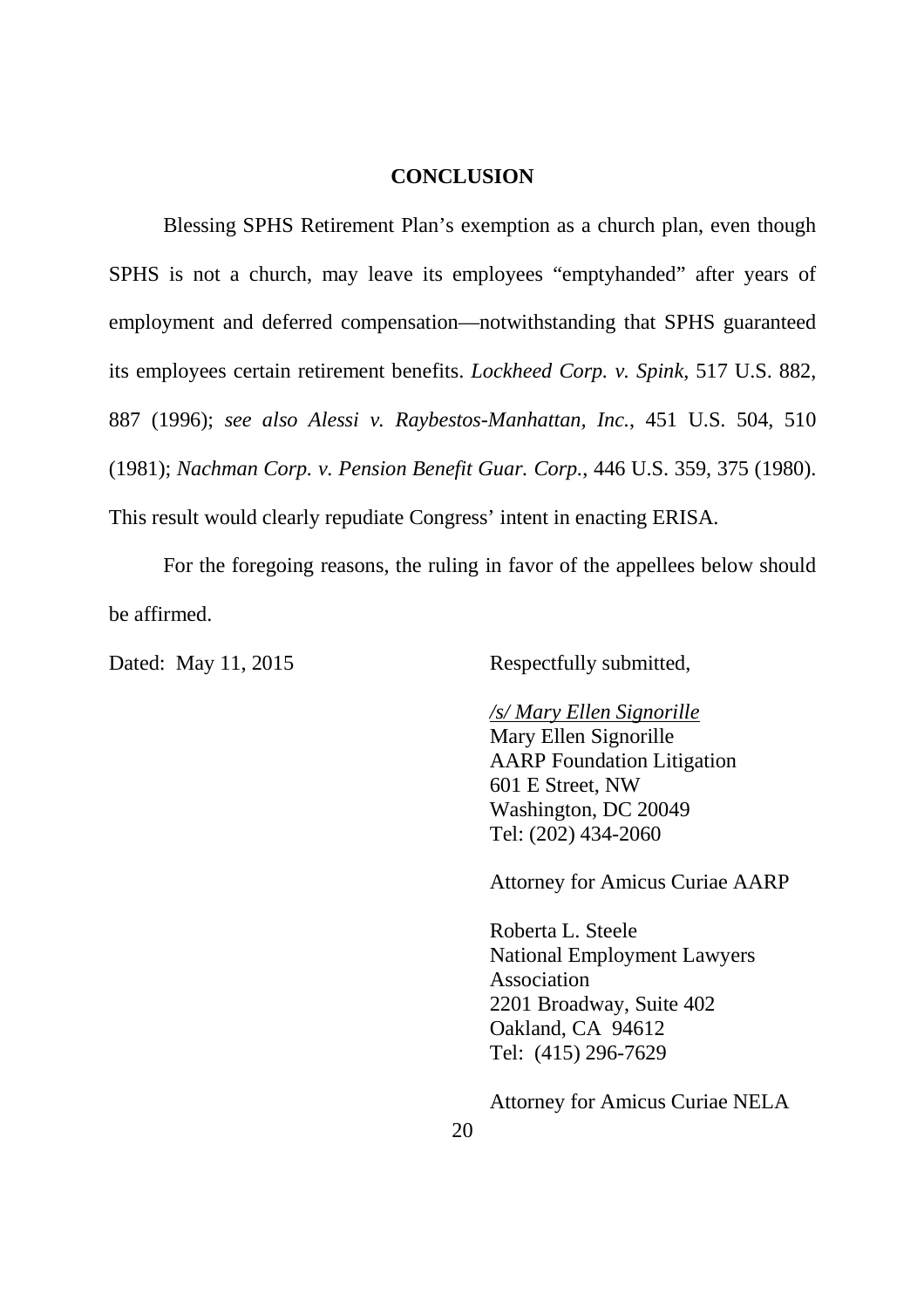## CONCLUSION

Blessing SPHS Retirement Plan's exemption as a church plan, even though SPHS is not a church, may leave its employees "emptyhanded" after years of employment and deferred compensation—notwithstanding that SPHS guaranteed its employees certain retirement benefits. *Lockheed Corp. v. Spink*, 517 U.S. 882, 887 (1996); *see also Alessi v. Raybestos-Manhattan, Inc.*, 451 U.S. 504, 510 (1981); *Nachman Corp. v. Pension Benefit Guar. Corp.*, 446 U.S. 359, 375 (1980). This result would clearly repudiate Congress' intent in enacting ERISA.

For the foregoing reasons, the ruling in favor of the appellees below should be affirmed.

Dated: May 11, 2015

Respectfully submitted,

*/s/ Mary Ellen Signorille*
Mary Ellen Signorille
AARP Foundation Litigation
601 E Street, NW
Washington, DC 20049
Tel: (202) 434-2060

Attorney for Amicus Curiae AARP

Roberta L. Steele
National Employment Lawyers Association
2201 Broadway, Suite 402
Oakland, CA 94612
Tel: (415) 296-7629

Attorney for Amicus Curiae NELA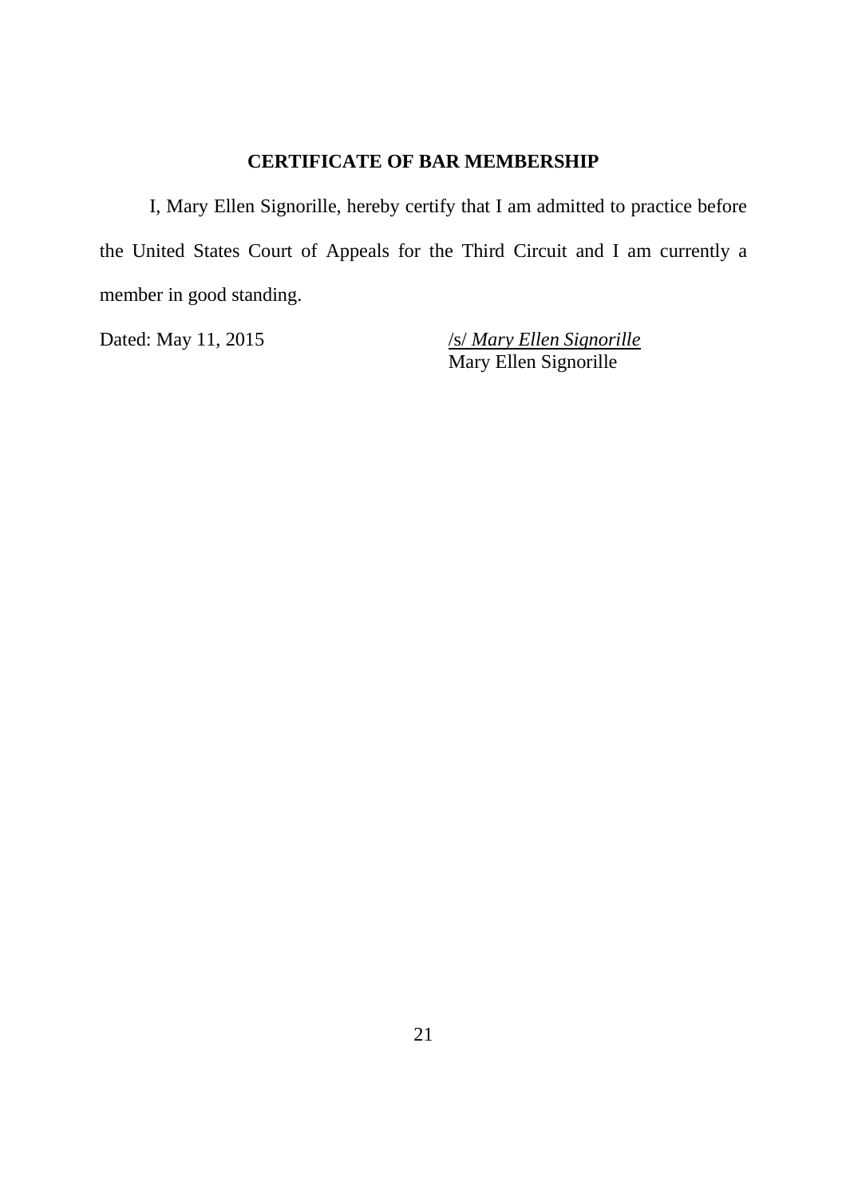## CERTIFICATE OF BAR MEMBERSHIP

I, Mary Ellen Signorille, hereby certify that I am admitted to practice before the United States Court of Appeals for the Third Circuit and I am currently a member in good standing.

Dated: May 11, 2015

/s/ *Mary Ellen Signorille*
Mary Ellen Signorille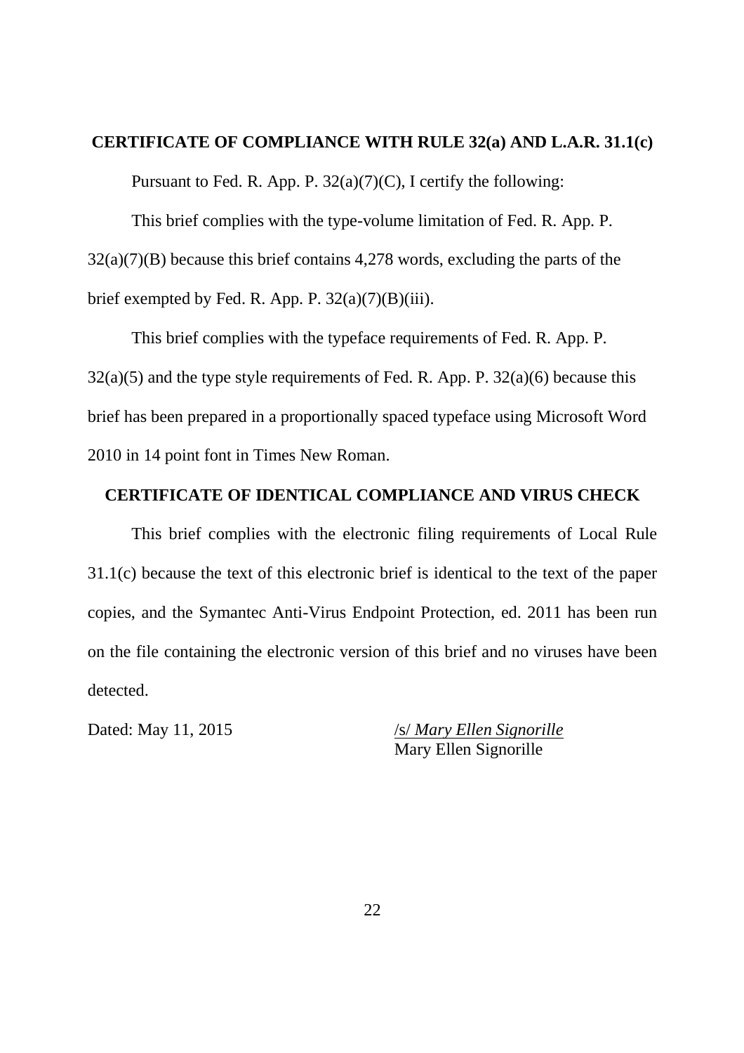**CERTIFICATE OF COMPLIANCE WITH RULE 32(a) AND L.A.R. 31.1(c)**

Pursuant to Fed. R. App. P. 32(a)(7)(C), I certify the following:

This brief complies with the type-volume limitation of Fed. R. App. P. 32(a)(7)(B) because this brief contains 4,278 words, excluding the parts of the brief exempted by Fed. R. App. P. 32(a)(7)(B)(iii).

This brief complies with the typeface requirements of Fed. R. App. P. 32(a)(5) and the type style requirements of Fed. R. App. P. 32(a)(6) because this brief has been prepared in a proportionally spaced typeface using Microsoft Word 2010 in 14 point font in Times New Roman.

**CERTIFICATE OF IDENTICAL COMPLIANCE AND VIRUS CHECK**

This brief complies with the electronic filing requirements of Local Rule 31.1(c) because the text of this electronic brief is identical to the text of the paper copies, and the Symantec Anti-Virus Endpoint Protection, ed. 2011 has been run on the file containing the electronic version of this brief and no viruses have been detected.

Dated: May 11, 2015

/s/ *Mary Ellen Signorille*
Mary Ellen Signorille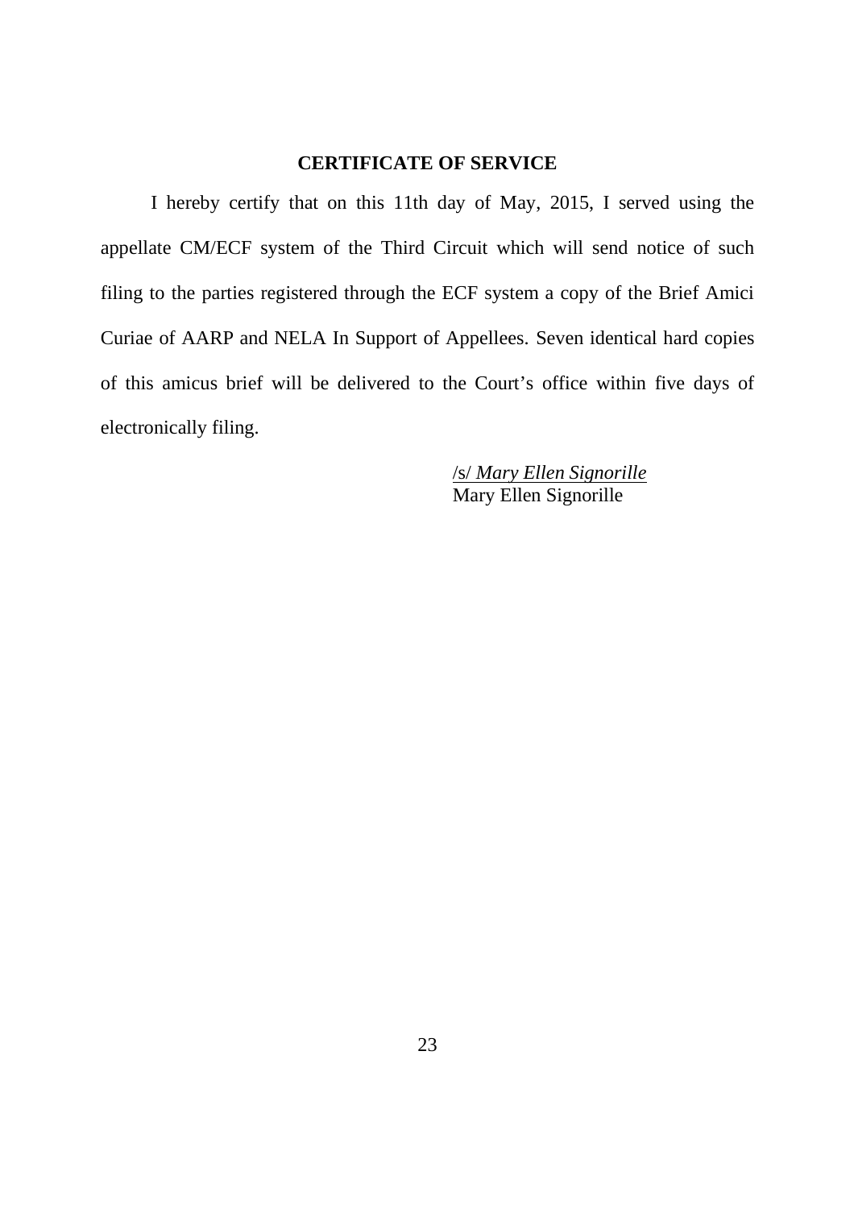## CERTIFICATE OF SERVICE

I hereby certify that on this 11th day of May, 2015, I served using the appellate CM/ECF system of the Third Circuit which will send notice of such filing to the parties registered through the ECF system a copy of the Brief Amici Curiae of AARP and NELA In Support of Appellees. Seven identical hard copies of this amicus brief will be delivered to the Court's office within five days of electronically filing.

/s/ *Mary Ellen Signorille*
Mary Ellen Signorille